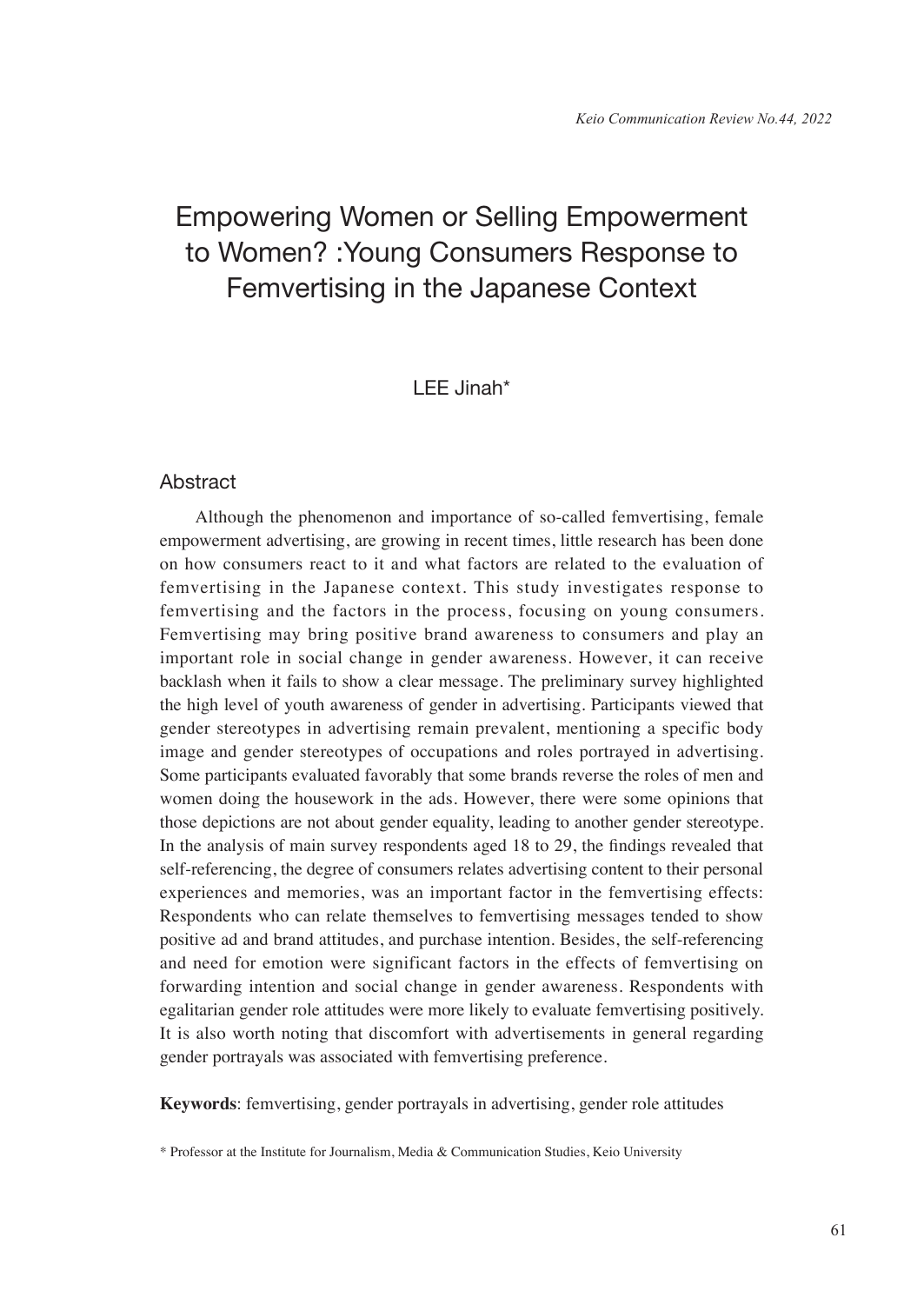# Empowering Women or Selling Empowerment to Women? :Young Consumers Response to Femvertising in the Japanese Context

LEE Jinah*

## Abstract

Although the phenomenon and importance of so-called femvertising, female empowerment advertising, are growing in recent times, little research has been done on how consumers react to it and what factors are related to the evaluation of femvertising in the Japanese context. This study investigates response to femvertising and the factors in the process, focusing on young consumers. Femvertising may bring positive brand awareness to consumers and play an important role in social change in gender awareness. However, it can receive backlash when it fails to show a clear message. The preliminary survey highlighted the high level of youth awareness of gender in advertising. Participants viewed that gender stereotypes in advertising remain prevalent, mentioning a specific body image and gender stereotypes of occupations and roles portrayed in advertising. Some participants evaluated favorably that some brands reverse the roles of men and women doing the housework in the ads. However, there were some opinions that those depictions are not about gender equality, leading to another gender stereotype. In the analysis of main survey respondents aged 18 to 29, the findings revealed that self-referencing, the degree of consumers relates advertising content to their personal experiences and memories, was an important factor in the femvertising effects: Respondents who can relate themselves to femvertising messages tended to show positive ad and brand attitudes, and purchase intention. Besides, the self-referencing and need for emotion were significant factors in the effects of femvertising on forwarding intention and social change in gender awareness. Respondents with egalitarian gender role attitudes were more likely to evaluate femvertising positively. It is also worth noting that discomfort with advertisements in general regarding gender portrayals was associated with femvertising preference.

**Keywords**: femvertising, gender portrayals in advertising, gender role attitudes

* Professor at the Institute for Journalism, Media & Communication Studies, Keio University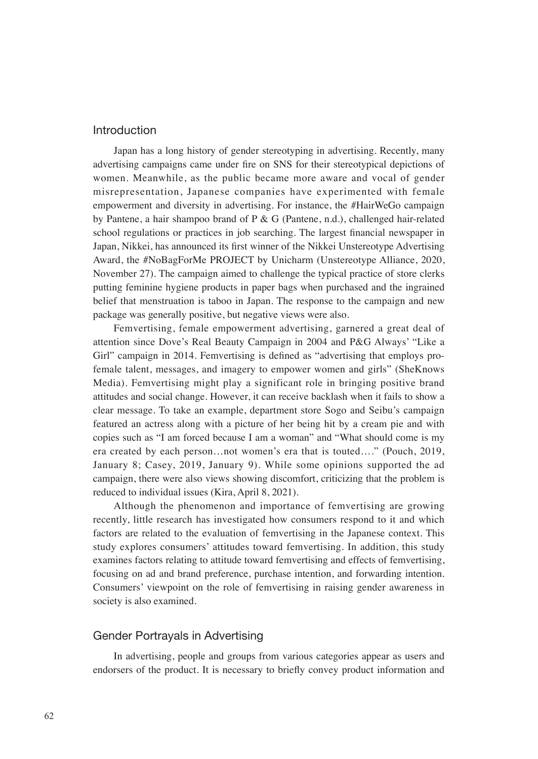## Introduction

Japan has a long history of gender stereotyping in advertising. Recently, many advertising campaigns came under fire on SNS for their stereotypical depictions of women. Meanwhile, as the public became more aware and vocal of gender misrepresentation, Japanese companies have experimented with female empowerment and diversity in advertising. For instance, the #HairWeGo campaign by Pantene, a hair shampoo brand of P & G (Pantene, n.d.), challenged hair-related school regulations or practices in job searching. The largest financial newspaper in Japan, Nikkei, has announced its first winner of the Nikkei Unstereotype Advertising Award, the #NoBagForMe PROJECT by Unicharm (Unstereotype Alliance, 2020, November 27). The campaign aimed to challenge the typical practice of store clerks putting feminine hygiene products in paper bags when purchased and the ingrained belief that menstruation is taboo in Japan. The response to the campaign and new package was generally positive, but negative views were also.

Femvertising, female empowerment advertising, garnered a great deal of attention since Dove's Real Beauty Campaign in 2004 and P&G Always' "Like a Girl" campaign in 2014. Femvertising is defined as "advertising that employs pro-female talent, messages, and imagery to empower women and girls" (SheKnows Media). Femvertising might play a significant role in bringing positive brand attitudes and social change. However, it can receive backlash when it fails to show a clear message. To take an example, department store Sogo and Seibu's campaign featured an actress along with a picture of her being hit by a cream pie and with copies such as "I am forced because I am a woman" and "What should come is my era created by each person…not women's era that is touted…." (Pouch, 2019, January 8; Casey, 2019, January 9). While some opinions supported the ad campaign, there were also views showing discomfort, criticizing that the problem is reduced to individual issues (Kira, April 8, 2021).

Although the phenomenon and importance of femvertising are growing recently, little research has investigated how consumers respond to it and which factors are related to the evaluation of femvertising in the Japanese context. This study explores consumers' attitudes toward femvertising. In addition, this study examines factors relating to attitude toward femvertising and effects of femvertising, focusing on ad and brand preference, purchase intention, and forwarding intention. Consumers' viewpoint on the role of femvertising in raising gender awareness in society is also examined.

## Gender Portrayals in Advertising

In advertising, people and groups from various categories appear as users and endorsers of the product. It is necessary to briefly convey product information and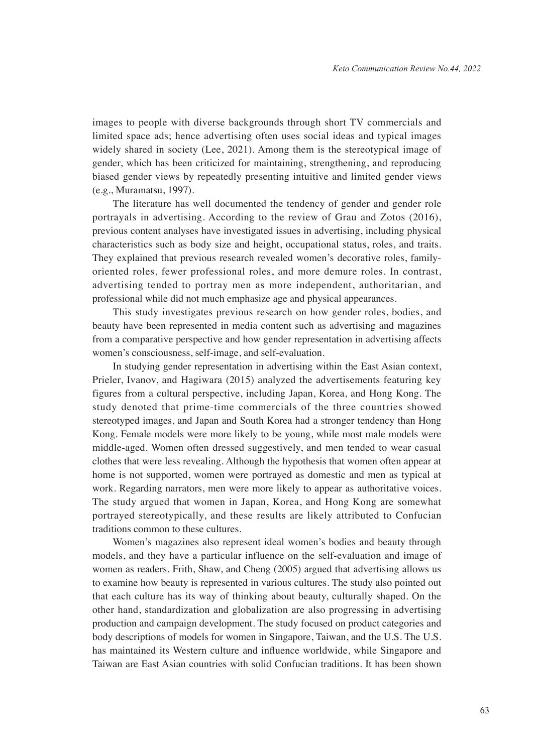images to people with diverse backgrounds through short TV commercials and limited space ads; hence advertising often uses social ideas and typical images widely shared in society (Lee, 2021). Among them is the stereotypical image of gender, which has been criticized for maintaining, strengthening, and reproducing biased gender views by repeatedly presenting intuitive and limited gender views (e.g., Muramatsu, 1997).

The literature has well documented the tendency of gender and gender role portrayals in advertising. According to the review of Grau and Zotos (2016), previous content analyses have investigated issues in advertising, including physical characteristics such as body size and height, occupational status, roles, and traits. They explained that previous research revealed women's decorative roles, family-oriented roles, fewer professional roles, and more demure roles. In contrast, advertising tended to portray men as more independent, authoritarian, and professional while did not much emphasize age and physical appearances.

This study investigates previous research on how gender roles, bodies, and beauty have been represented in media content such as advertising and magazines from a comparative perspective and how gender representation in advertising affects women's consciousness, self-image, and self-evaluation.

In studying gender representation in advertising within the East Asian context, Prieler, Ivanov, and Hagiwara (2015) analyzed the advertisements featuring key figures from a cultural perspective, including Japan, Korea, and Hong Kong. The study denoted that prime-time commercials of the three countries showed stereotyped images, and Japan and South Korea had a stronger tendency than Hong Kong. Female models were more likely to be young, while most male models were middle-aged. Women often dressed suggestively, and men tended to wear casual clothes that were less revealing. Although the hypothesis that women often appear at home is not supported, women were portrayed as domestic and men as typical at work. Regarding narrators, men were more likely to appear as authoritative voices. The study argued that women in Japan, Korea, and Hong Kong are somewhat portrayed stereotypically, and these results are likely attributed to Confucian traditions common to these cultures.

Women's magazines also represent ideal women's bodies and beauty through models, and they have a particular influence on the self-evaluation and image of women as readers. Frith, Shaw, and Cheng (2005) argued that advertising allows us to examine how beauty is represented in various cultures. The study also pointed out that each culture has its way of thinking about beauty, culturally shaped. On the other hand, standardization and globalization are also progressing in advertising production and campaign development. The study focused on product categories and body descriptions of models for women in Singapore, Taiwan, and the U.S. The U.S. has maintained its Western culture and influence worldwide, while Singapore and Taiwan are East Asian countries with solid Confucian traditions. It has been shown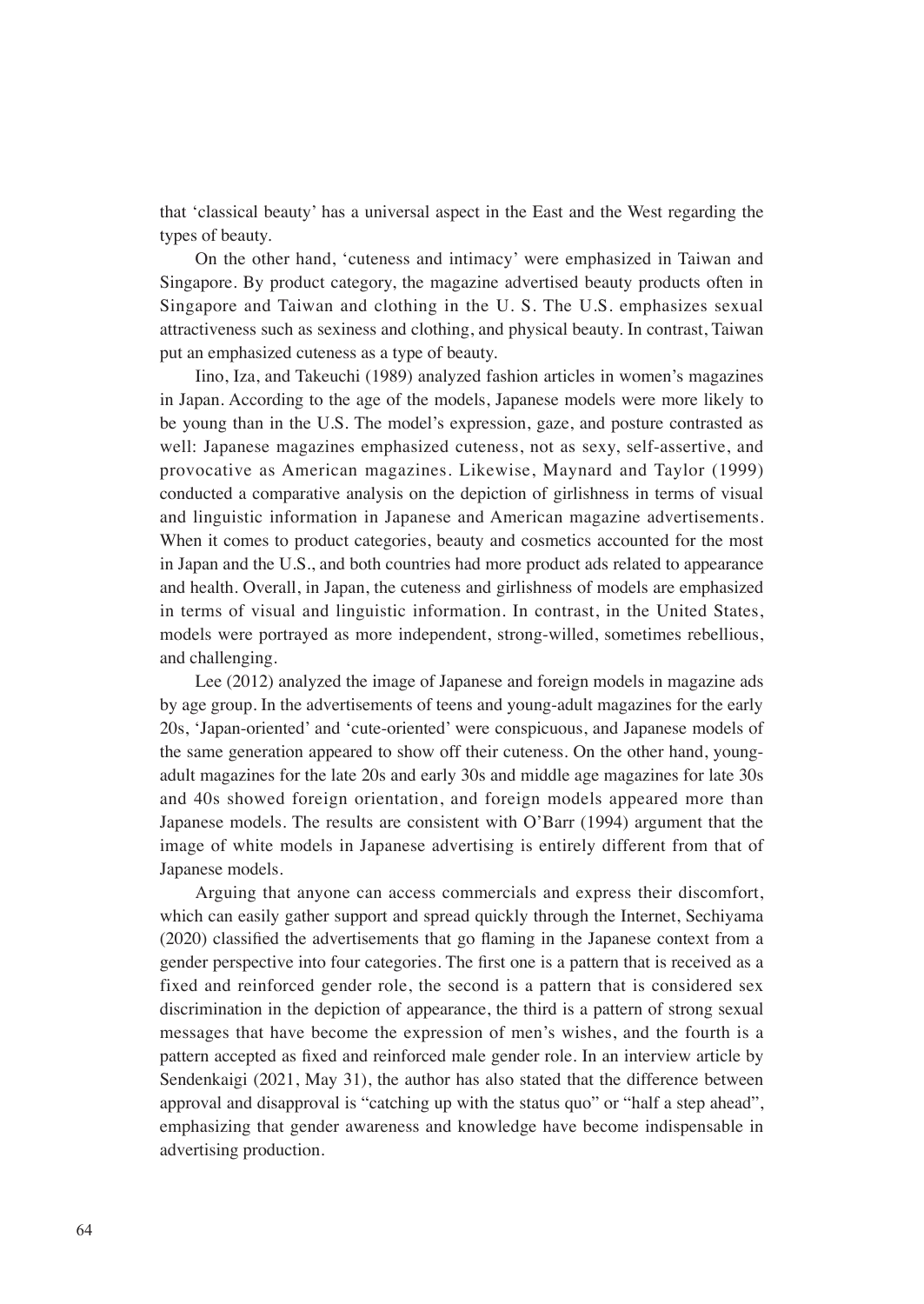that 'classical beauty' has a universal aspect in the East and the West regarding the types of beauty.

On the other hand, 'cuteness and intimacy' were emphasized in Taiwan and Singapore. By product category, the magazine advertised beauty products often in Singapore and Taiwan and clothing in the U. S. The U.S. emphasizes sexual attractiveness such as sexiness and clothing, and physical beauty. In contrast, Taiwan put an emphasized cuteness as a type of beauty.

Iino, Iza, and Takeuchi (1989) analyzed fashion articles in women's magazines in Japan. According to the age of the models, Japanese models were more likely to be young than in the U.S. The model's expression, gaze, and posture contrasted as well: Japanese magazines emphasized cuteness, not as sexy, self-assertive, and provocative as American magazines. Likewise, Maynard and Taylor (1999) conducted a comparative analysis on the depiction of girlishness in terms of visual and linguistic information in Japanese and American magazine advertisements. When it comes to product categories, beauty and cosmetics accounted for the most in Japan and the U.S., and both countries had more product ads related to appearance and health. Overall, in Japan, the cuteness and girlishness of models are emphasized in terms of visual and linguistic information. In contrast, in the United States, models were portrayed as more independent, strong-willed, sometimes rebellious, and challenging.

Lee (2012) analyzed the image of Japanese and foreign models in magazine ads by age group. In the advertisements of teens and young-adult magazines for the early 20s, 'Japan-oriented' and 'cute-oriented' were conspicuous, and Japanese models of the same generation appeared to show off their cuteness. On the other hand, young-adult magazines for the late 20s and early 30s and middle age magazines for late 30s and 40s showed foreign orientation, and foreign models appeared more than Japanese models. The results are consistent with O'Barr (1994) argument that the image of white models in Japanese advertising is entirely different from that of Japanese models.

Arguing that anyone can access commercials and express their discomfort, which can easily gather support and spread quickly through the Internet, Sechiyama (2020) classified the advertisements that go flaming in the Japanese context from a gender perspective into four categories. The first one is a pattern that is received as a fixed and reinforced gender role, the second is a pattern that is considered sex discrimination in the depiction of appearance, the third is a pattern of strong sexual messages that have become the expression of men's wishes, and the fourth is a pattern accepted as fixed and reinforced male gender role. In an interview article by Sendenkaigi (2021, May 31), the author has also stated that the difference between approval and disapproval is "catching up with the status quo" or "half a step ahead", emphasizing that gender awareness and knowledge have become indispensable in advertising production.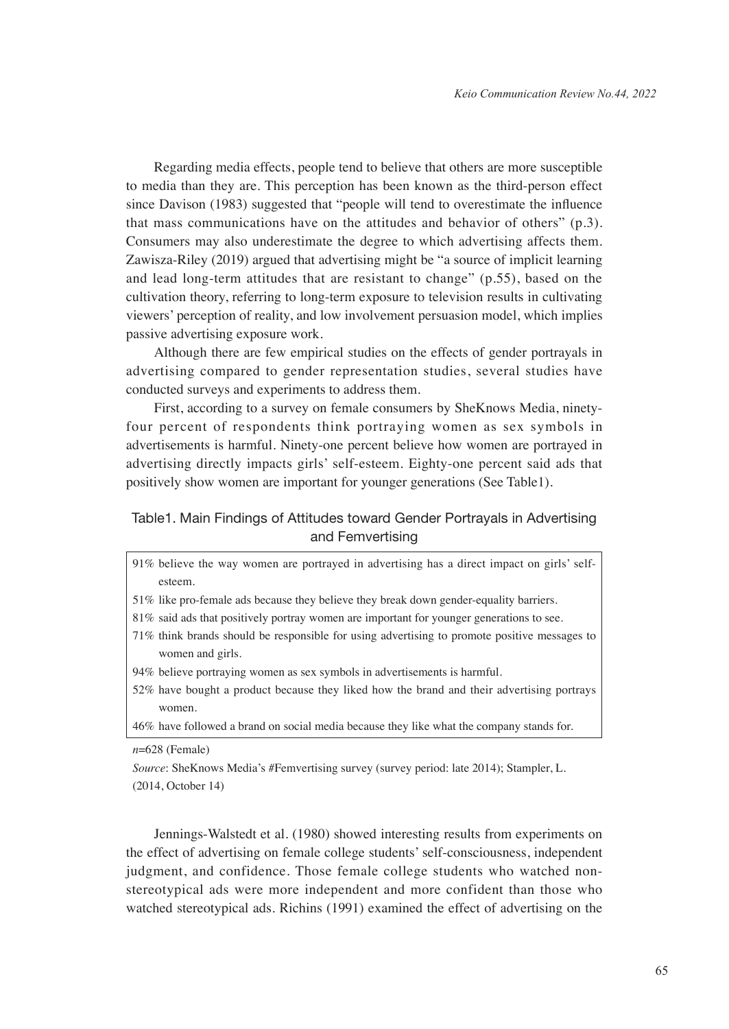Regarding media effects, people tend to believe that others are more susceptible to media than they are. This perception has been known as the third-person effect since Davison (1983) suggested that "people will tend to overestimate the influence that mass communications have on the attitudes and behavior of others" (p.3). Consumers may also underestimate the degree to which advertising affects them. Zawisza-Riley (2019) argued that advertising might be "a source of implicit learning and lead long-term attitudes that are resistant to change" (p.55), based on the cultivation theory, referring to long-term exposure to television results in cultivating viewers' perception of reality, and low involvement persuasion model, which implies passive advertising exposure work.

Although there are few empirical studies on the effects of gender portrayals in advertising compared to gender representation studies, several studies have conducted surveys and experiments to address them.

First, according to a survey on female consumers by SheKnows Media, ninety-four percent of respondents think portraying women as sex symbols in advertisements is harmful. Ninety-one percent believe how women are portrayed in advertising directly impacts girls' self-esteem. Eighty-one percent said ads that positively show women are important for younger generations (See Table1).

Table1. Main Findings of Attitudes toward Gender Portrayals in Advertising and Femvertising

| |
|---|
| 91% believe the way women are portrayed in advertising has a direct impact on girls' self-esteem. |
| 51% like pro-female ads because they believe they break down gender-equality barriers. |
| 81% said ads that positively portray women are important for younger generations to see. |
| 71% think brands should be responsible for using advertising to promote positive messages to women and girls. |
| 94% believe portraying women as sex symbols in advertisements is harmful. |
| 52% have bought a product because they liked how the brand and their advertising portrays women. |
| 46% have followed a brand on social media because they like what the company stands for. |

*n*=628 (Female)

*Source*: SheKnows Media's #Femvertising survey (survey period: late 2014); Stampler, L. (2014, October 14)

Jennings-Walstedt et al. (1980) showed interesting results from experiments on the effect of advertising on female college students' self-consciousness, independent judgment, and confidence. Those female college students who watched non-stereotypical ads were more independent and more confident than those who watched stereotypical ads. Richins (1991) examined the effect of advertising on the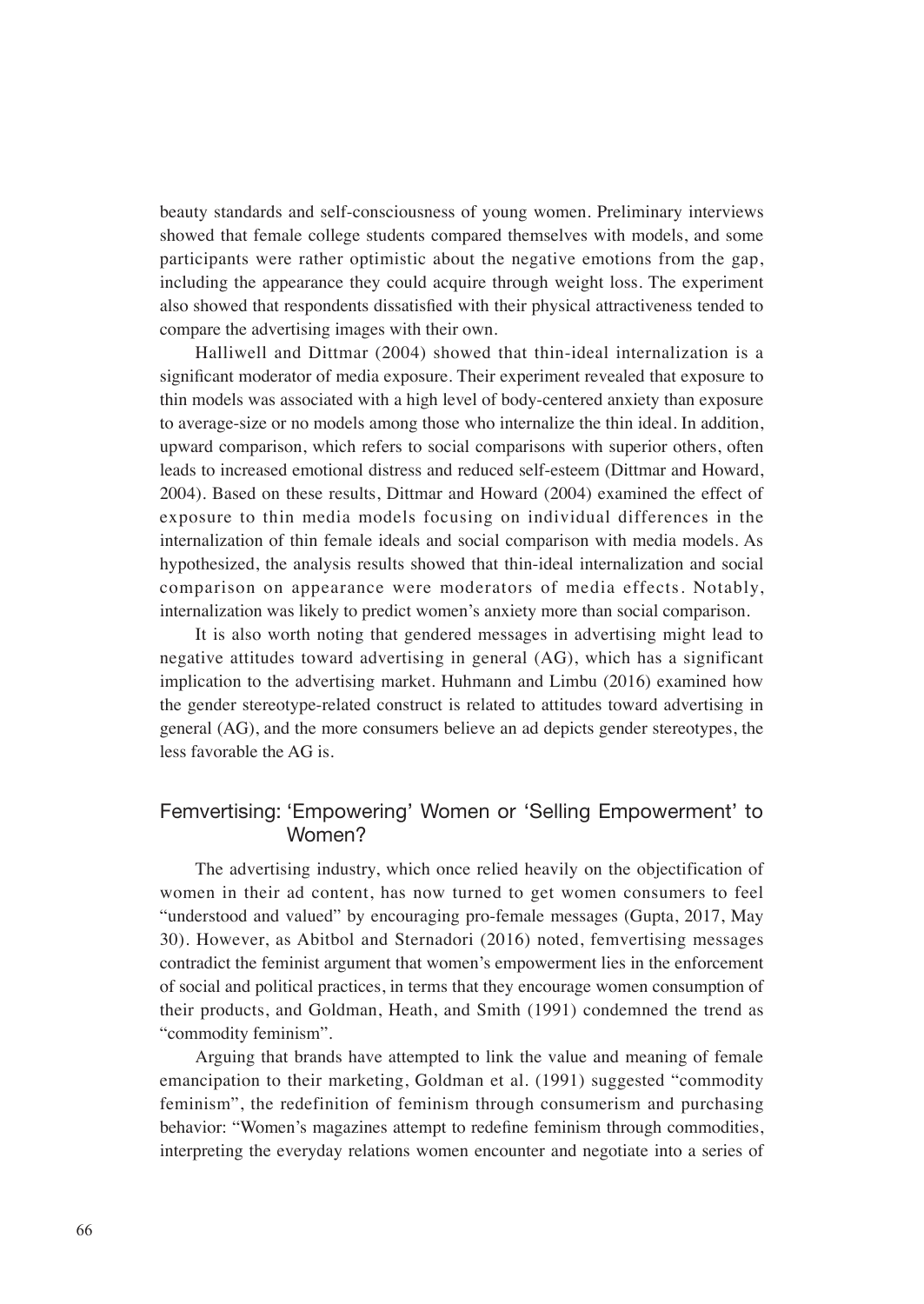beauty standards and self-consciousness of young women. Preliminary interviews showed that female college students compared themselves with models, and some participants were rather optimistic about the negative emotions from the gap, including the appearance they could acquire through weight loss. The experiment also showed that respondents dissatisfied with their physical attractiveness tended to compare the advertising images with their own.

Halliwell and Dittmar (2004) showed that thin-ideal internalization is a significant moderator of media exposure. Their experiment revealed that exposure to thin models was associated with a high level of body-centered anxiety than exposure to average-size or no models among those who internalize the thin ideal. In addition, upward comparison, which refers to social comparisons with superior others, often leads to increased emotional distress and reduced self-esteem (Dittmar and Howard, 2004). Based on these results, Dittmar and Howard (2004) examined the effect of exposure to thin media models focusing on individual differences in the internalization of thin female ideals and social comparison with media models. As hypothesized, the analysis results showed that thin-ideal internalization and social comparison on appearance were moderators of media effects. Notably, internalization was likely to predict women's anxiety more than social comparison.

It is also worth noting that gendered messages in advertising might lead to negative attitudes toward advertising in general (AG), which has a significant implication to the advertising market. Huhmann and Limbu (2016) examined how the gender stereotype-related construct is related to attitudes toward advertising in general (AG), and the more consumers believe an ad depicts gender stereotypes, the less favorable the AG is.

## Femvertising: 'Empowering' Women or 'Selling Empowerment' to Women?

The advertising industry, which once relied heavily on the objectification of women in their ad content, has now turned to get women consumers to feel "understood and valued" by encouraging pro-female messages (Gupta, 2017, May 30). However, as Abitbol and Sternadori (2016) noted, femvertising messages contradict the feminist argument that women's empowerment lies in the enforcement of social and political practices, in terms that they encourage women consumption of their products, and Goldman, Heath, and Smith (1991) condemned the trend as "commodity feminism".

Arguing that brands have attempted to link the value and meaning of female emancipation to their marketing, Goldman et al. (1991) suggested "commodity feminism", the redefinition of feminism through consumerism and purchasing behavior: "Women's magazines attempt to redefine feminism through commodities, interpreting the everyday relations women encounter and negotiate into a series of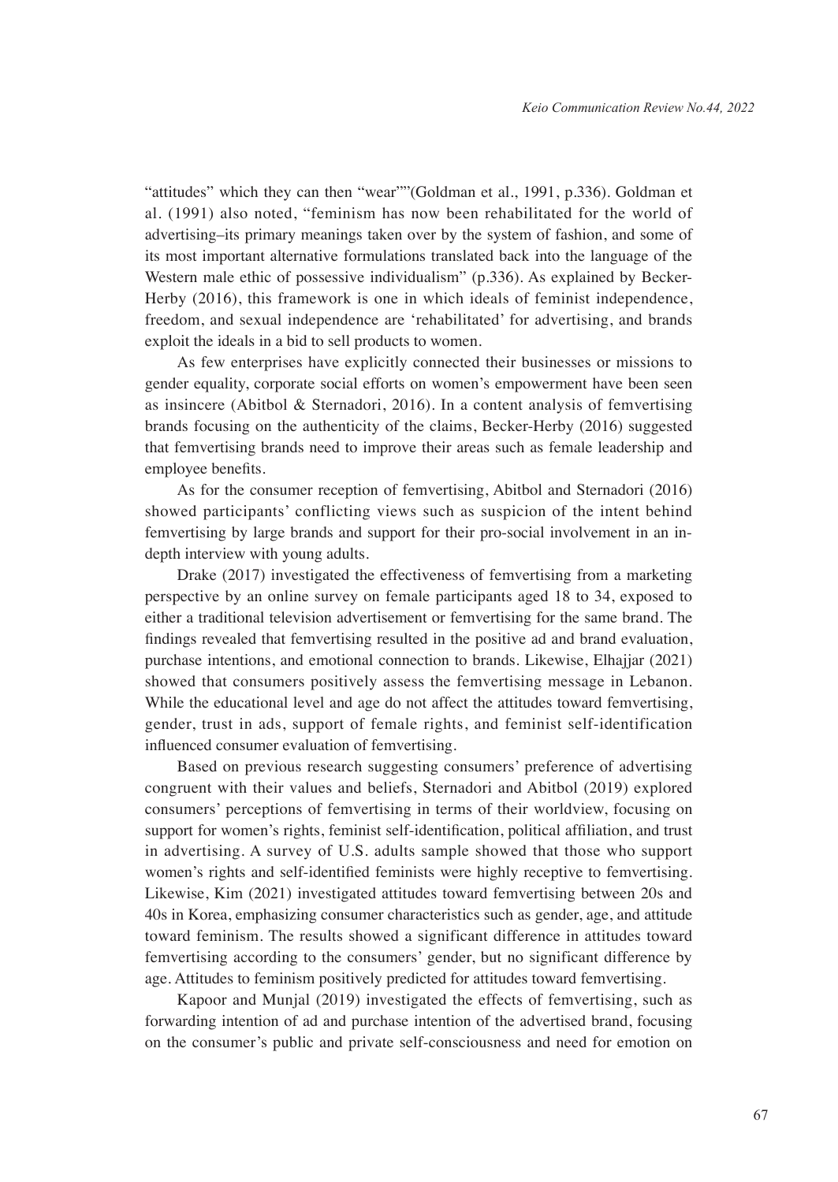"attitudes" which they can then "wear""(Goldman et al., 1991, p.336). Goldman et al. (1991) also noted, "feminism has now been rehabilitated for the world of advertising–its primary meanings taken over by the system of fashion, and some of its most important alternative formulations translated back into the language of the Western male ethic of possessive individualism" (p.336). As explained by Becker-Herby (2016), this framework is one in which ideals of feminist independence, freedom, and sexual independence are 'rehabilitated' for advertising, and brands exploit the ideals in a bid to sell products to women.

As few enterprises have explicitly connected their businesses or missions to gender equality, corporate social efforts on women's empowerment have been seen as insincere (Abitbol & Sternadori, 2016). In a content analysis of femvertising brands focusing on the authenticity of the claims, Becker-Herby (2016) suggested that femvertising brands need to improve their areas such as female leadership and employee benefits.

As for the consumer reception of femvertising, Abitbol and Sternadori (2016) showed participants' conflicting views such as suspicion of the intent behind femvertising by large brands and support for their pro-social involvement in an in-depth interview with young adults.

Drake (2017) investigated the effectiveness of femvertising from a marketing perspective by an online survey on female participants aged 18 to 34, exposed to either a traditional television advertisement or femvertising for the same brand. The findings revealed that femvertising resulted in the positive ad and brand evaluation, purchase intentions, and emotional connection to brands. Likewise, Elhajjar (2021) showed that consumers positively assess the femvertising message in Lebanon. While the educational level and age do not affect the attitudes toward femvertising, gender, trust in ads, support of female rights, and feminist self-identification influenced consumer evaluation of femvertising.

Based on previous research suggesting consumers' preference of advertising congruent with their values and beliefs, Sternadori and Abitbol (2019) explored consumers' perceptions of femvertising in terms of their worldview, focusing on support for women's rights, feminist self-identification, political affiliation, and trust in advertising. A survey of U.S. adults sample showed that those who support women's rights and self-identified feminists were highly receptive to femvertising. Likewise, Kim (2021) investigated attitudes toward femvertising between 20s and 40s in Korea, emphasizing consumer characteristics such as gender, age, and attitude toward feminism. The results showed a significant difference in attitudes toward femvertising according to the consumers' gender, but no significant difference by age. Attitudes to feminism positively predicted for attitudes toward femvertising.

Kapoor and Munjal (2019) investigated the effects of femvertising, such as forwarding intention of ad and purchase intention of the advertised brand, focusing on the consumer's public and private self-consciousness and need for emotion on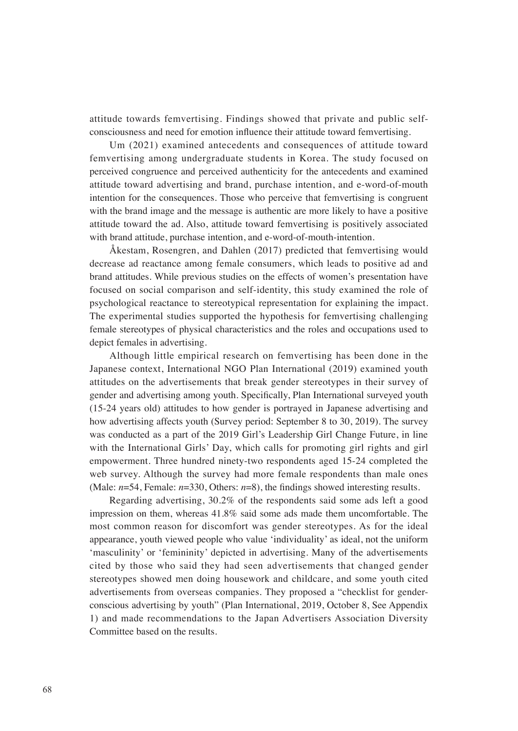attitude towards femvertising. Findings showed that private and public self-consciousness and need for emotion influence their attitude toward femvertising.

Um (2021) examined antecedents and consequences of attitude toward femvertising among undergraduate students in Korea. The study focused on perceived congruence and perceived authenticity for the antecedents and examined attitude toward advertising and brand, purchase intention, and e-word-of-mouth intention for the consequences. Those who perceive that femvertising is congruent with the brand image and the message is authentic are more likely to have a positive attitude toward the ad. Also, attitude toward femvertising is positively associated with brand attitude, purchase intention, and e-word-of-mouth-intention.

Åkestam, Rosengren, and Dahlen (2017) predicted that femvertising would decrease ad reactance among female consumers, which leads to positive ad and brand attitudes. While previous studies on the effects of women's presentation have focused on social comparison and self-identity, this study examined the role of psychological reactance to stereotypical representation for explaining the impact. The experimental studies supported the hypothesis for femvertising challenging female stereotypes of physical characteristics and the roles and occupations used to depict females in advertising.

Although little empirical research on femvertising has been done in the Japanese context, International NGO Plan International (2019) examined youth attitudes on the advertisements that break gender stereotypes in their survey of gender and advertising among youth. Specifically, Plan International surveyed youth (15-24 years old) attitudes to how gender is portrayed in Japanese advertising and how advertising affects youth (Survey period: September 8 to 30, 2019). The survey was conducted as a part of the 2019 Girl's Leadership Girl Change Future, in line with the International Girls' Day, which calls for promoting girl rights and girl empowerment. Three hundred ninety-two respondents aged 15-24 completed the web survey. Although the survey had more female respondents than male ones (Male: $n$=54, Female: $n$=330, Others: $n$=8), the findings showed interesting results.

Regarding advertising, 30.2% of the respondents said some ads left a good impression on them, whereas 41.8% said some ads made them uncomfortable. The most common reason for discomfort was gender stereotypes. As for the ideal appearance, youth viewed people who value 'individuality' as ideal, not the uniform 'masculinity' or 'femininity' depicted in advertising. Many of the advertisements cited by those who said they had seen advertisements that changed gender stereotypes showed men doing housework and childcare, and some youth cited advertisements from overseas companies. They proposed a "checklist for gender-conscious advertising by youth" (Plan International, 2019, October 8, See Appendix 1) and made recommendations to the Japan Advertisers Association Diversity Committee based on the results.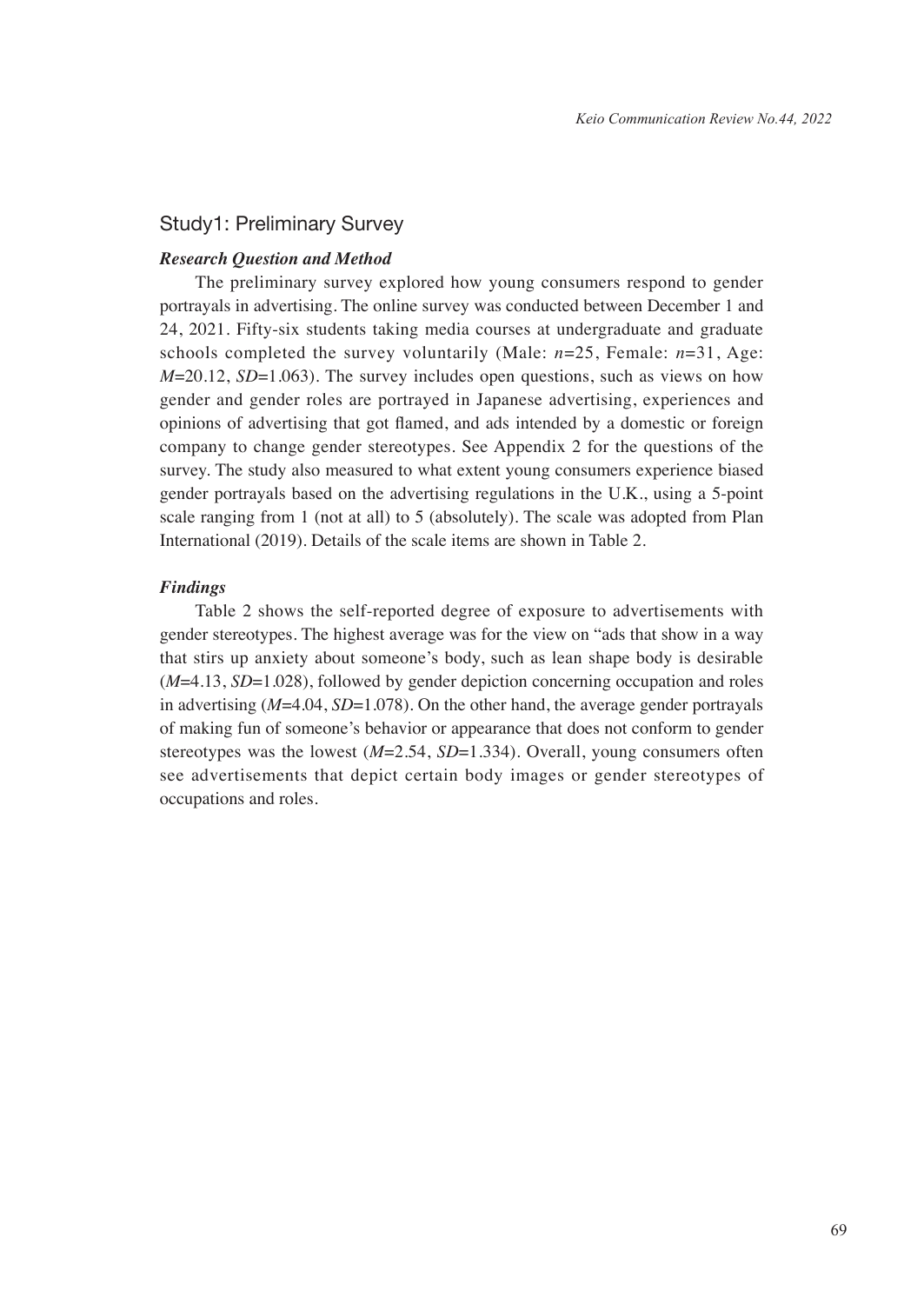## Study1: Preliminary Survey

### *Research Question and Method*

The preliminary survey explored how young consumers respond to gender portrayals in advertising. The online survey was conducted between December 1 and 24, 2021. Fifty-six students taking media courses at undergraduate and graduate schools completed the survey voluntarily (Male: $n$=25, Female: $n$=31, Age: $M$=20.12, $SD$=1.063). The survey includes open questions, such as views on how gender and gender roles are portrayed in Japanese advertising, experiences and opinions of advertising that got flamed, and ads intended by a domestic or foreign company to change gender stereotypes. See Appendix 2 for the questions of the survey. The study also measured to what extent young consumers experience biased gender portrayals based on the advertising regulations in the U.K., using a 5-point scale ranging from 1 (not at all) to 5 (absolutely). The scale was adopted from Plan International (2019). Details of the scale items are shown in Table 2.

### *Findings*

Table 2 shows the self-reported degree of exposure to advertisements with gender stereotypes. The highest average was for the view on "ads that show in a way that stirs up anxiety about someone's body, such as lean shape body is desirable ($M$=4.13, $SD$=1.028), followed by gender depiction concerning occupation and roles in advertising ($M$=4.04, $SD$=1.078). On the other hand, the average gender portrayals of making fun of someone's behavior or appearance that does not conform to gender stereotypes was the lowest ($M$=2.54, $SD$=1.334). Overall, young consumers often see advertisements that depict certain body images or gender stereotypes of occupations and roles.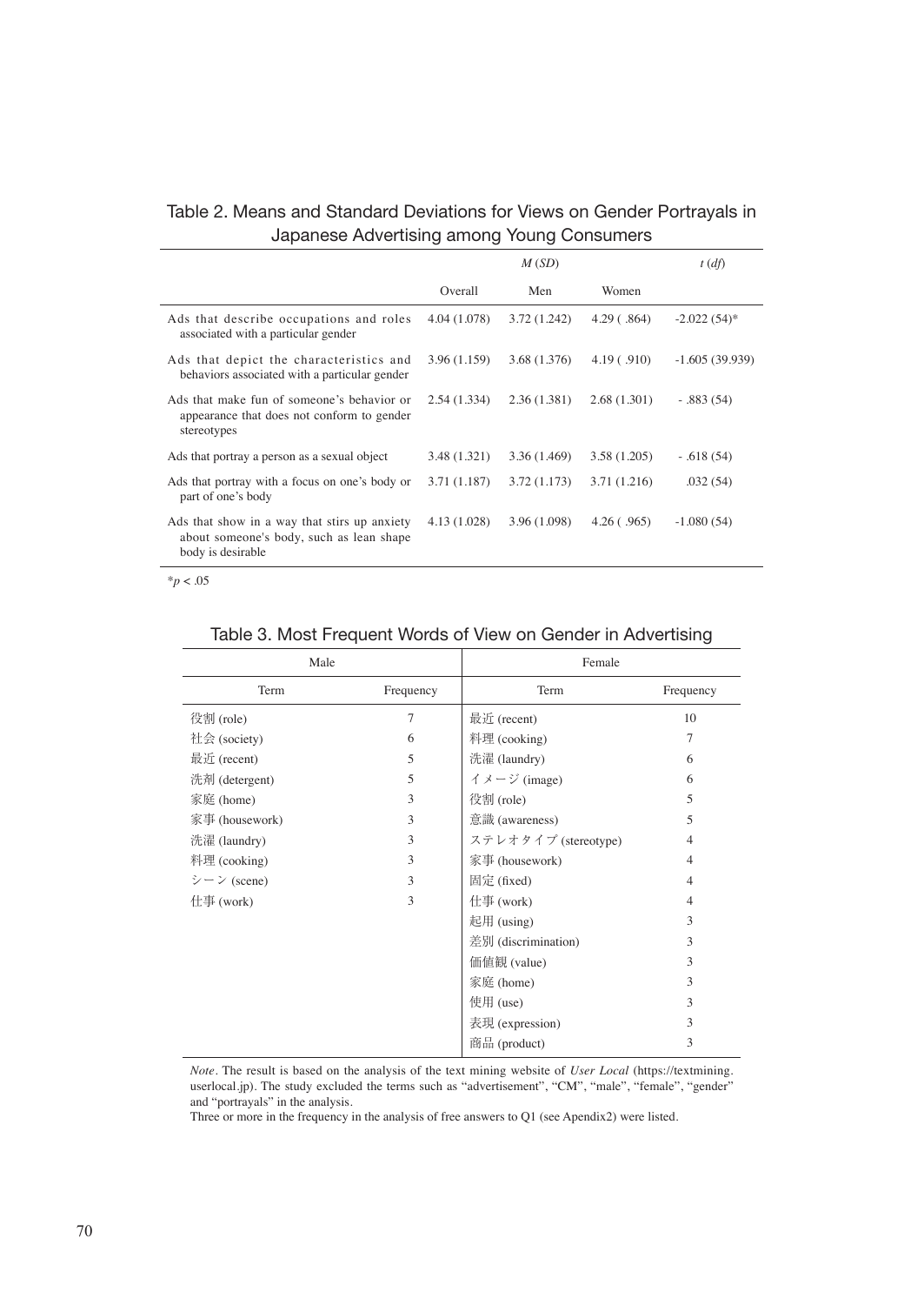Table 2. Means and Standard Deviations for Views on Gender Portrayals in Japanese Advertising among Young Consumers

| | *M* (*SD*) | | | *t* (*df*) |
|---|---|---|---|---|
| | Overall | Men | Women | |
| Ads that describe occupations and roles associated with a particular gender | 4.04 (1.078) | 3.72 (1.242) | 4.29 ( .864) | -2.022 (54)* |
| Ads that depict the characteristics and behaviors associated with a particular gender | 3.96 (1.159) | 3.68 (1.376) | 4.19 ( .910) | -1.605 (39.939) |
| Ads that make fun of someone's behavior or appearance that does not conform to gender stereotypes | 2.54 (1.334) | 2.36 (1.381) | 2.68 (1.301) | - .883 (54) |
| Ads that portray a person as a sexual object | 3.48 (1.321) | 3.36 (1.469) | 3.58 (1.205) | - .618 (54) |
| Ads that portray with a focus on one's body or part of one's body | 3.71 (1.187) | 3.72 (1.173) | 3.71 (1.216) | .032 (54) |
| Ads that show in a way that stirs up anxiety about someone's body, such as lean shape body is desirable | 4.13 (1.028) | 3.96 (1.098) | 4.26 ( .965) | -1.080 (54) |

$*p < .05$

Table 3. Most Frequent Words of View on Gender in Advertising

| Male | | Female | |
|---|---|---|---|
| Term | Frequency | Term | Frequency |
| 役割 (role) | 7 | 最近 (recent) | 10 |
| 社会 (society) | 6 | 料理 (cooking) | 7 |
| 最近 (recent) | 5 | 洗濯 (laundry) | 6 |
| 洗剤 (detergent) | 5 | イメージ (image) | 6 |
| 家庭 (home) | 3 | 役割 (role) | 5 |
| 家事 (housework) | 3 | 意識 (awareness) | 5 |
| 洗濯 (laundry) | 3 | ステレオタイプ (stereotype) | 4 |
| 料理 (cooking) | 3 | 家事 (housework) | 4 |
| シーン (scene) | 3 | 固定 (fixed) | 4 |
| 仕事 (work) | 3 | 仕事 (work) | 4 |
| | | 起用 (using) | 3 |
| | | 差別 (discrimination) | 3 |
| | | 価値観 (value) | 3 |
| | | 家庭 (home) | 3 |
| | | 使用 (use) | 3 |
| | | 表現 (expression) | 3 |
| | | 商品 (product) | 3 |

*Note*. The result is based on the analysis of the text mining website of *User Local* (https://textmining.userlocal.jp). The study excluded the terms such as "advertisement", "CM", "male", "female", "gender" and "portrayals" in the analysis.
Three or more in the frequency in the analysis of free answers to Q1 (see Apendix2) were listed.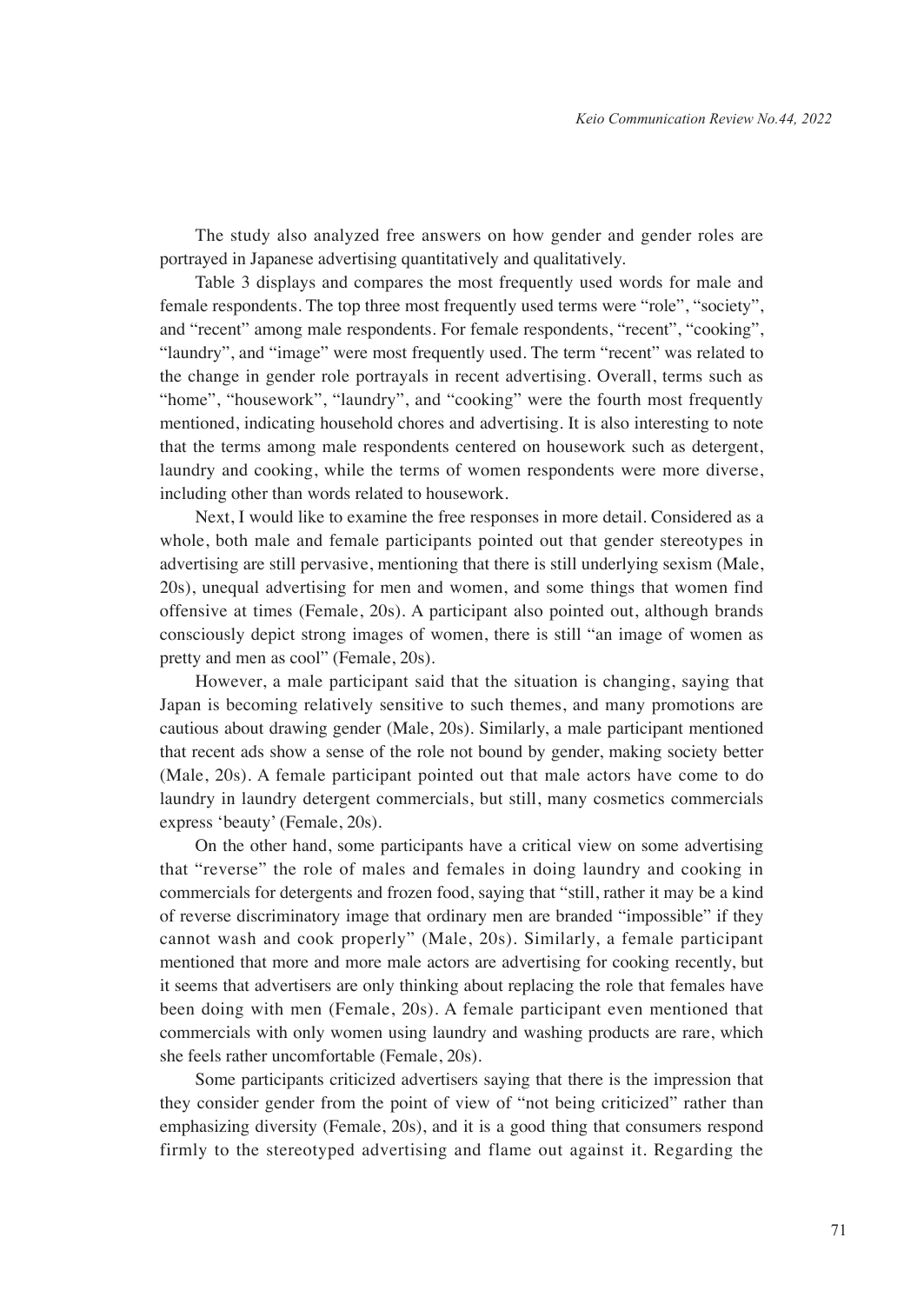The study also analyzed free answers on how gender and gender roles are portrayed in Japanese advertising quantitatively and qualitatively.

Table 3 displays and compares the most frequently used words for male and female respondents. The top three most frequently used terms were "role", "society", and "recent" among male respondents. For female respondents, "recent", "cooking", "laundry", and "image" were most frequently used. The term "recent" was related to the change in gender role portrayals in recent advertising. Overall, terms such as "home", "housework", "laundry", and "cooking" were the fourth most frequently mentioned, indicating household chores and advertising. It is also interesting to note that the terms among male respondents centered on housework such as detergent, laundry and cooking, while the terms of women respondents were more diverse, including other than words related to housework.

Next, I would like to examine the free responses in more detail. Considered as a whole, both male and female participants pointed out that gender stereotypes in advertising are still pervasive, mentioning that there is still underlying sexism (Male, 20s), unequal advertising for men and women, and some things that women find offensive at times (Female, 20s). A participant also pointed out, although brands consciously depict strong images of women, there is still "an image of women as pretty and men as cool" (Female, 20s).

However, a male participant said that the situation is changing, saying that Japan is becoming relatively sensitive to such themes, and many promotions are cautious about drawing gender (Male, 20s). Similarly, a male participant mentioned that recent ads show a sense of the role not bound by gender, making society better (Male, 20s). A female participant pointed out that male actors have come to do laundry in laundry detergent commercials, but still, many cosmetics commercials express 'beauty' (Female, 20s).

On the other hand, some participants have a critical view on some advertising that "reverse" the role of males and females in doing laundry and cooking in commercials for detergents and frozen food, saying that "still, rather it may be a kind of reverse discriminatory image that ordinary men are branded "impossible" if they cannot wash and cook properly" (Male, 20s). Similarly, a female participant mentioned that more and more male actors are advertising for cooking recently, but it seems that advertisers are only thinking about replacing the role that females have been doing with men (Female, 20s). A female participant even mentioned that commercials with only women using laundry and washing products are rare, which she feels rather uncomfortable (Female, 20s).

Some participants criticized advertisers saying that there is the impression that they consider gender from the point of view of "not being criticized" rather than emphasizing diversity (Female, 20s), and it is a good thing that consumers respond firmly to the stereotyped advertising and flame out against it. Regarding the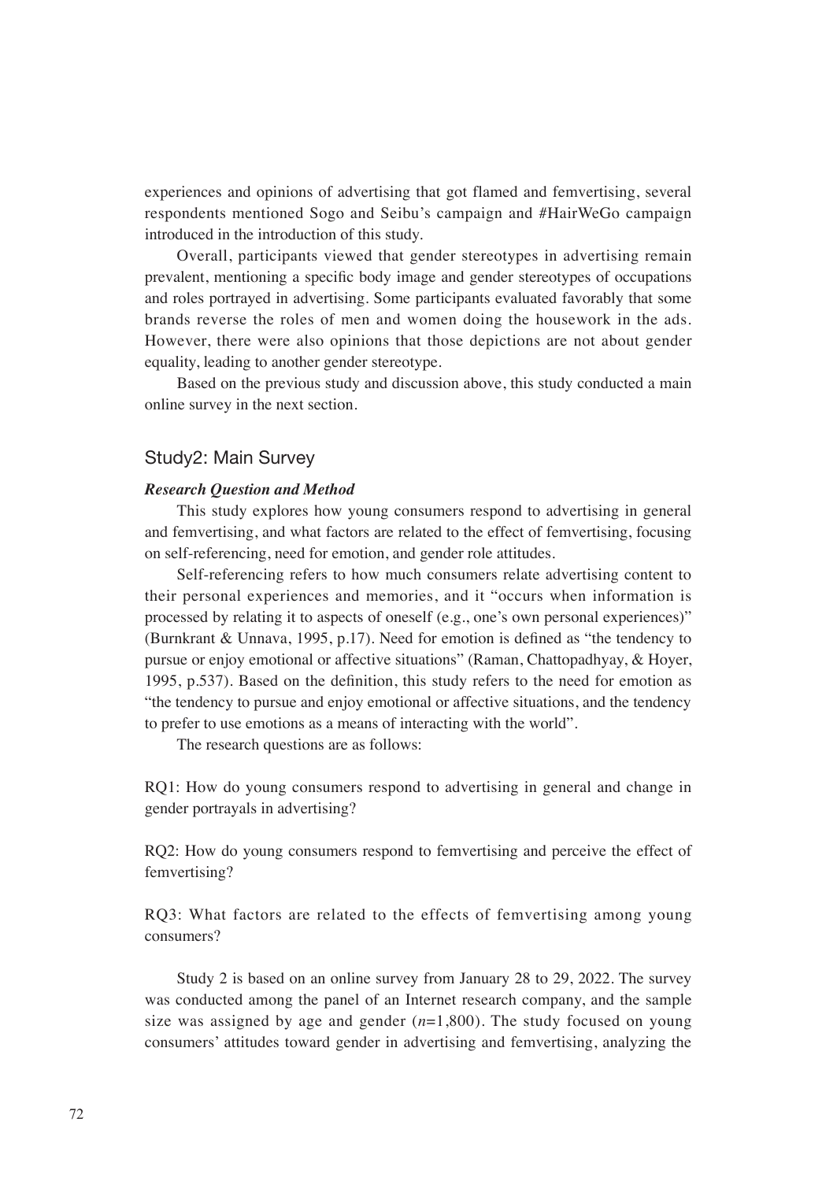experiences and opinions of advertising that got flamed and femvertising, several respondents mentioned Sogo and Seibu's campaign and #HairWeGo campaign introduced in the introduction of this study.

Overall, participants viewed that gender stereotypes in advertising remain prevalent, mentioning a specific body image and gender stereotypes of occupations and roles portrayed in advertising. Some participants evaluated favorably that some brands reverse the roles of men and women doing the housework in the ads. However, there were also opinions that those depictions are not about gender equality, leading to another gender stereotype.

Based on the previous study and discussion above, this study conducted a main online survey in the next section.

## Study2: Main Survey

### *Research Question and Method*

This study explores how young consumers respond to advertising in general and femvertising, and what factors are related to the effect of femvertising, focusing on self-referencing, need for emotion, and gender role attitudes.

Self-referencing refers to how much consumers relate advertising content to their personal experiences and memories, and it "occurs when information is processed by relating it to aspects of oneself (e.g., one's own personal experiences)" (Burnkrant & Unnava, 1995, p.17). Need for emotion is defined as "the tendency to pursue or enjoy emotional or affective situations" (Raman, Chattopadhyay, & Hoyer, 1995, p.537). Based on the definition, this study refers to the need for emotion as "the tendency to pursue and enjoy emotional or affective situations, and the tendency to prefer to use emotions as a means of interacting with the world".

The research questions are as follows:

RQ1: How do young consumers respond to advertising in general and change in gender portrayals in advertising?

RQ2: How do young consumers respond to femvertising and perceive the effect of femvertising?

RQ3: What factors are related to the effects of femvertising among young consumers?

Study 2 is based on an online survey from January 28 to 29, 2022. The survey was conducted among the panel of an Internet research company, and the sample size was assigned by age and gender ($n$=1,800). The study focused on young consumers' attitudes toward gender in advertising and femvertising, analyzing the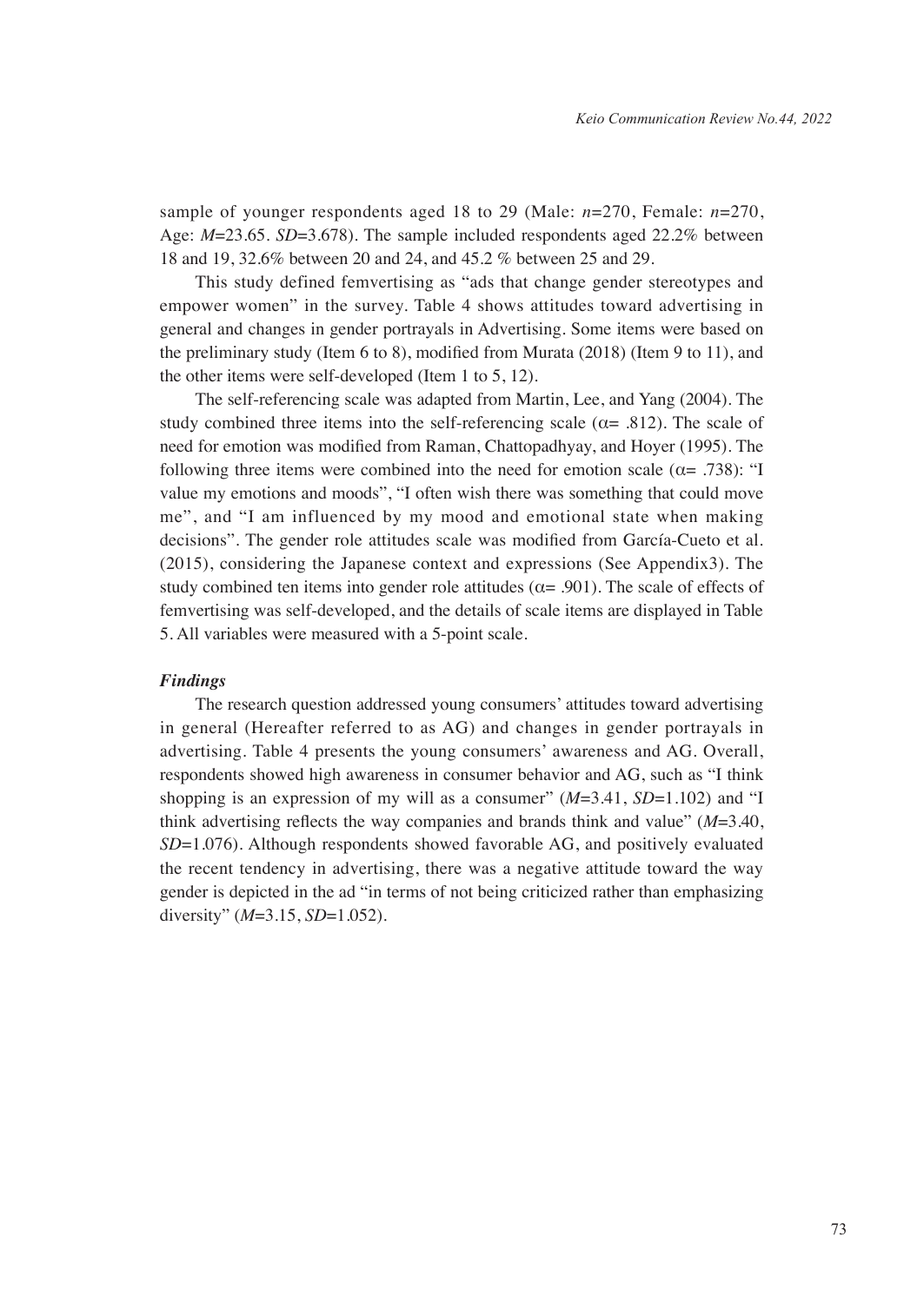sample of younger respondents aged 18 to 29 (Male: $n$=270, Female: $n$=270, Age: $M$=23.65. $SD$=3.678). The sample included respondents aged 22.2% between 18 and 19, 32.6% between 20 and 24, and 45.2 % between 25 and 29.

This study defined femvertising as "ads that change gender stereotypes and empower women" in the survey. Table 4 shows attitudes toward advertising in general and changes in gender portrayals in Advertising. Some items were based on the preliminary study (Item 6 to 8), modified from Murata (2018) (Item 9 to 11), and the other items were self-developed (Item 1 to 5, 12).

The self-referencing scale was adapted from Martin, Lee, and Yang (2004). The study combined three items into the self-referencing scale ($\alpha$= .812). The scale of need for emotion was modified from Raman, Chattopadhyay, and Hoyer (1995). The following three items were combined into the need for emotion scale ($\alpha$= .738): "I value my emotions and moods", "I often wish there was something that could move me", and "I am influenced by my mood and emotional state when making decisions". The gender role attitudes scale was modified from García-Cueto et al. (2015), considering the Japanese context and expressions (See Appendix3). The study combined ten items into gender role attitudes ($\alpha$= .901). The scale of effects of femvertising was self-developed, and the details of scale items are displayed in Table 5. All variables were measured with a 5-point scale.

### *Findings*

The research question addressed young consumers' attitudes toward advertising in general (Hereafter referred to as AG) and changes in gender portrayals in advertising. Table 4 presents the young consumers' awareness and AG. Overall, respondents showed high awareness in consumer behavior and AG, such as "I think shopping is an expression of my will as a consumer" ($M$=3.41, $SD$=1.102) and "I think advertising reflects the way companies and brands think and value" ($M$=3.40, $SD$=1.076). Although respondents showed favorable AG, and positively evaluated the recent tendency in advertising, there was a negative attitude toward the way gender is depicted in the ad "in terms of not being criticized rather than emphasizing diversity" ($M$=3.15, $SD$=1.052).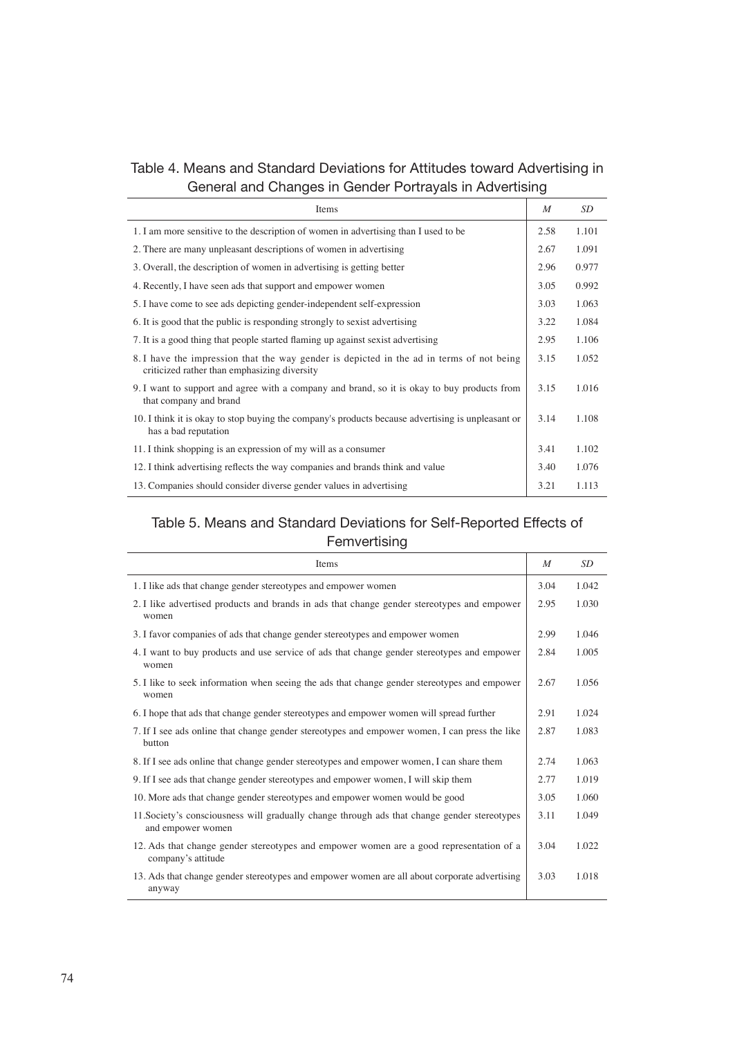Table 4. Means and Standard Deviations for Attitudes toward Advertising in General and Changes in Gender Portrayals in Advertising

| Items | *M* | *SD* |
|---|---|---|
| 1. I am more sensitive to the description of women in advertising than I used to be | 2.58 | 1.101 |
| 2. There are many unpleasant descriptions of women in advertising | 2.67 | 1.091 |
| 3. Overall, the description of women in advertising is getting better | 2.96 | 0.977 |
| 4. Recently, I have seen ads that support and empower women | 3.05 | 0.992 |
| 5. I have come to see ads depicting gender-independent self-expression | 3.03 | 1.063 |
| 6. It is good that the public is responding strongly to sexist advertising | 3.22 | 1.084 |
| 7. It is a good thing that people started flaming up against sexist advertising | 2.95 | 1.106 |
| 8. I have the impression that the way gender is depicted in the ad in terms of not being criticized rather than emphasizing diversity | 3.15 | 1.052 |
| 9. I want to support and agree with a company and brand, so it is okay to buy products from that company and brand | 3.15 | 1.016 |
| 10. I think it is okay to stop buying the company's products because advertising is unpleasant or has a bad reputation | 3.14 | 1.108 |
| 11. I think shopping is an expression of my will as a consumer | 3.41 | 1.102 |
| 12. I think advertising reflects the way companies and brands think and value | 3.40 | 1.076 |
| 13. Companies should consider diverse gender values in advertising | 3.21 | 1.113 |

Table 5. Means and Standard Deviations for Self-Reported Effects of Femvertising

| Items | *M* | *SD* |
|---|---|---|
| 1. I like ads that change gender stereotypes and empower women | 3.04 | 1.042 |
| 2. I like advertised products and brands in ads that change gender stereotypes and empower women | 2.95 | 1.030 |
| 3. I favor companies of ads that change gender stereotypes and empower women | 2.99 | 1.046 |
| 4. I want to buy products and use service of ads that change gender stereotypes and empower women | 2.84 | 1.005 |
| 5. I like to seek information when seeing the ads that change gender stereotypes and empower women | 2.67 | 1.056 |
| 6. I hope that ads that change gender stereotypes and empower women will spread further | 2.91 | 1.024 |
| 7. If I see ads online that change gender stereotypes and empower women, I can press the like button | 2.87 | 1.083 |
| 8. If I see ads online that change gender stereotypes and empower women, I can share them | 2.74 | 1.063 |
| 9. If I see ads that change gender stereotypes and empower women, I will skip them | 2.77 | 1.019 |
| 10. More ads that change gender stereotypes and empower women would be good | 3.05 | 1.060 |
| 11.Society's consciousness will gradually change through ads that change gender stereotypes and empower women | 3.11 | 1.049 |
| 12. Ads that change gender stereotypes and empower women are a good representation of a company's attitude | 3.04 | 1.022 |
| 13. Ads that change gender stereotypes and empower women are all about corporate advertising anyway | 3.03 | 1.018 |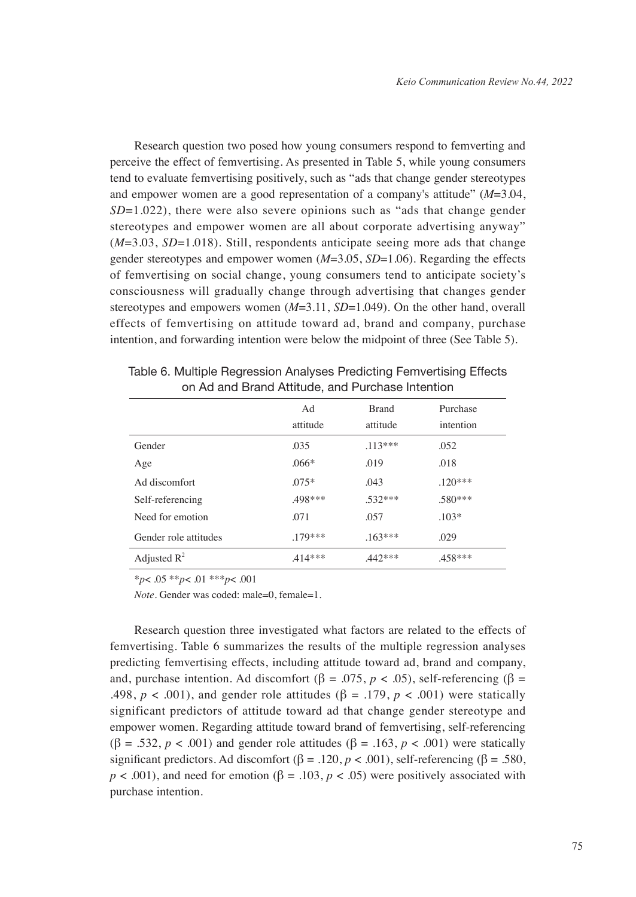Research question two posed how young consumers respond to femverting and perceive the effect of femvertising. As presented in Table 5, while young consumers tend to evaluate femvertising positively, such as "ads that change gender stereotypes and empower women are a good representation of a company's attitude" ($M$=3.04, $SD$=1.022), there were also severe opinions such as "ads that change gender stereotypes and empower women are all about corporate advertising anyway" ($M$=3.03, $SD$=1.018). Still, respondents anticipate seeing more ads that change gender stereotypes and empower women ($M$=3.05, $SD$=1.06). Regarding the effects of femvertising on social change, young consumers tend to anticipate society's consciousness will gradually change through advertising that changes gender stereotypes and empowers women ($M$=3.11, $SD$=1.049). On the other hand, overall effects of femvertising on attitude toward ad, brand and company, purchase intention, and forwarding intention were below the midpoint of three (See Table 5).

Table 6. Multiple Regression Analyses Predicting Femvertising Effects on Ad and Brand Attitude, and Purchase Intention

| | Ad attitude | Brand attitude | Purchase intention |
|---|---|---|---|
| Gender | .035 | .113*** | .052 |
| Age | .066* | .019 | .018 |
| Ad discomfort | .075* | .043 | .120*** |
| Self-referencing | .498*** | .532*** | .580*** |
| Need for emotion | .071 | .057 | .103* |
| Gender role attitudes | .179*** | .163*** | .029 |
| Adjusted $R^2$ | .414*** | .442*** | .458*** |

*$p$< .05 **$p$< .01 ***$p$< .001

*Note*. Gender was coded: male=0, female=1.

Research question three investigated what factors are related to the effects of femvertising. Table 6 summarizes the results of the multiple regression analyses predicting femvertising effects, including attitude toward ad, brand and company, and, purchase intention. Ad discomfort ($\beta$ = .075, $p$ < .05), self-referencing ($\beta$ = .498, $p$ < .001), and gender role attitudes ($\beta$ = .179, $p$ < .001) were statically significant predictors of attitude toward ad that change gender stereotype and empower women. Regarding attitude toward brand of femvertising, self-referencing ($\beta$ = .532, $p$ < .001) and gender role attitudes ($\beta$ = .163, $p$ < .001) were statically significant predictors. Ad discomfort ($\beta$ = .120, $p$ < .001), self-referencing ($\beta$ = .580, $p$ < .001), and need for emotion ($\beta$ = .103, $p$ < .05) were positively associated with purchase intention.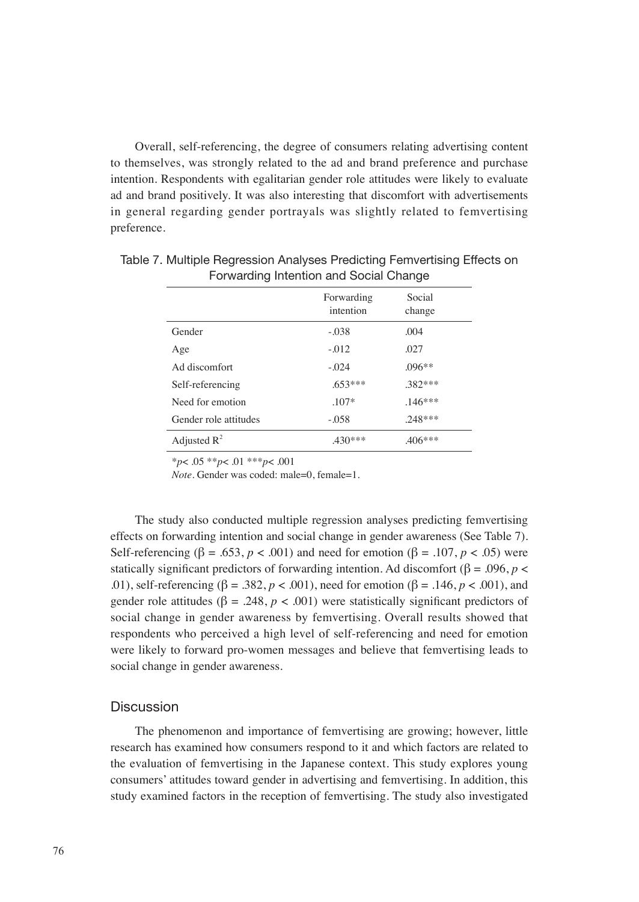Overall, self-referencing, the degree of consumers relating advertising content to themselves, was strongly related to the ad and brand preference and purchase intention. Respondents with egalitarian gender role attitudes were likely to evaluate ad and brand positively. It was also interesting that discomfort with advertisements in general regarding gender portrayals was slightly related to femvertising preference.

Table 7. Multiple Regression Analyses Predicting Femvertising Effects on Forwarding Intention and Social Change

| | Forwarding intention | Social change |
|---|---|---|
| Gender | -.038 | .004 |
| Age | -.012 | .027 |
| Ad discomfort | -.024 | .096** |
| Self-referencing | .653*** | .382*** |
| Need for emotion | .107* | .146*** |
| Gender role attitudes | -.058 | .248*** |
| Adjusted $R^2$ | .430*** | .406*** |

*$p< .05$ **$p< .01$ ***$p< .001$

*Note*. Gender was coded: male=0, female=1.

The study also conducted multiple regression analyses predicting femvertising effects on forwarding intention and social change in gender awareness (See Table 7). Self-referencing ($\beta$ = .653, $p$ < .001) and need for emotion ($\beta$ = .107, $p$ < .05) were statically significant predictors of forwarding intention. Ad discomfort ($\beta$ = .096, $p$ < .01), self-referencing ($\beta$ = .382, $p$ < .001), need for emotion ($\beta$ = .146, $p$ < .001), and gender role attitudes ($\beta$ = .248, $p$ < .001) were statistically significant predictors of social change in gender awareness by femvertising. Overall results showed that respondents who perceived a high level of self-referencing and need for emotion were likely to forward pro-women messages and believe that femvertising leads to social change in gender awareness.

## Discussion

The phenomenon and importance of femvertising are growing; however, little research has examined how consumers respond to it and which factors are related to the evaluation of femvertising in the Japanese context. This study explores young consumers' attitudes toward gender in advertising and femvertising. In addition, this study examined factors in the reception of femvertising. The study also investigated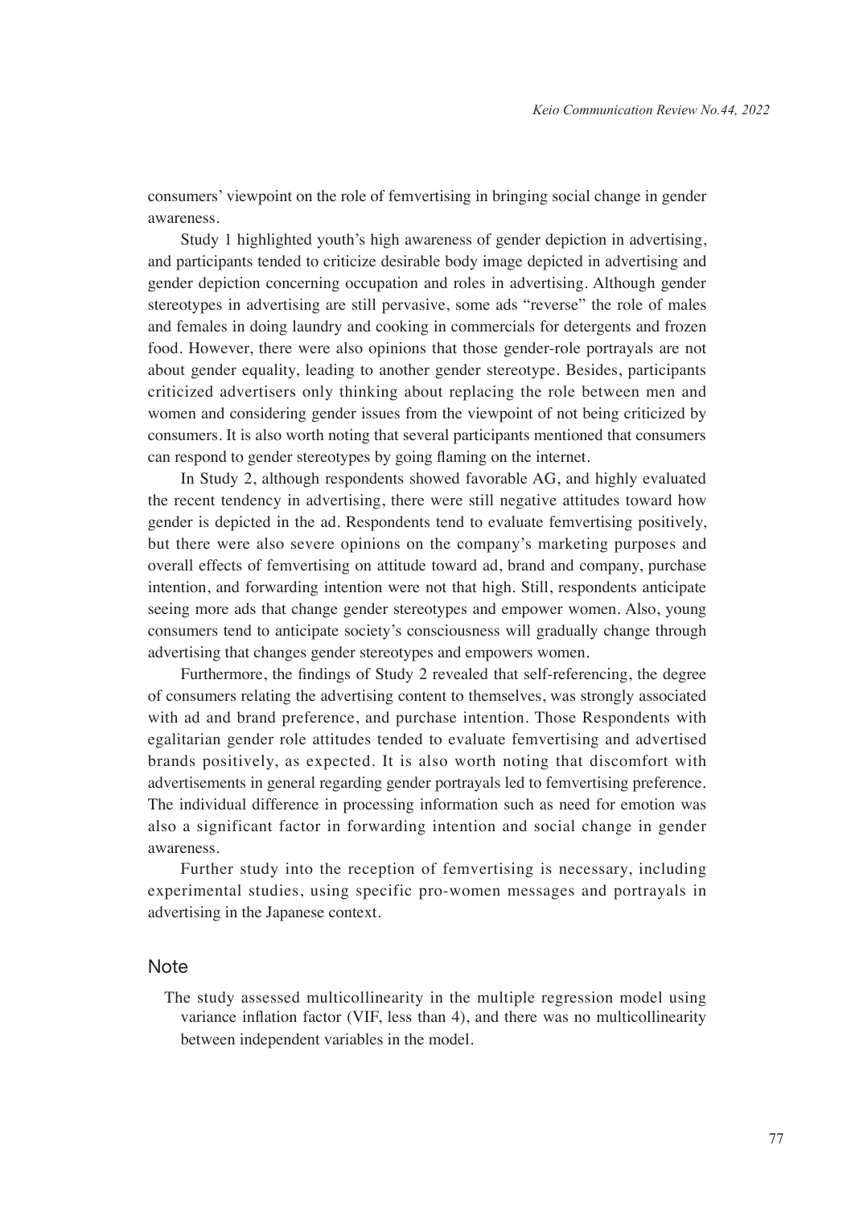consumers' viewpoint on the role of femvertising in bringing social change in gender awareness.

Study 1 highlighted youth's high awareness of gender depiction in advertising, and participants tended to criticize desirable body image depicted in advertising and gender depiction concerning occupation and roles in advertising. Although gender stereotypes in advertising are still pervasive, some ads "reverse" the role of males and females in doing laundry and cooking in commercials for detergents and frozen food. However, there were also opinions that those gender-role portrayals are not about gender equality, leading to another gender stereotype. Besides, participants criticized advertisers only thinking about replacing the role between men and women and considering gender issues from the viewpoint of not being criticized by consumers. It is also worth noting that several participants mentioned that consumers can respond to gender stereotypes by going flaming on the internet.

In Study 2, although respondents showed favorable AG, and highly evaluated the recent tendency in advertising, there were still negative attitudes toward how gender is depicted in the ad. Respondents tend to evaluate femvertising positively, but there were also severe opinions on the company's marketing purposes and overall effects of femvertising on attitude toward ad, brand and company, purchase intention, and forwarding intention were not that high. Still, respondents anticipate seeing more ads that change gender stereotypes and empower women. Also, young consumers tend to anticipate society's consciousness will gradually change through advertising that changes gender stereotypes and empowers women.

Furthermore, the findings of Study 2 revealed that self-referencing, the degree of consumers relating the advertising content to themselves, was strongly associated with ad and brand preference, and purchase intention. Those Respondents with egalitarian gender role attitudes tended to evaluate femvertising and advertised brands positively, as expected. It is also worth noting that discomfort with advertisements in general regarding gender portrayals led to femvertising preference. The individual difference in processing information such as need for emotion was also a significant factor in forwarding intention and social change in gender awareness.

Further study into the reception of femvertising is necessary, including experimental studies, using specific pro-women messages and portrayals in advertising in the Japanese context.

## Note

The study assessed multicollinearity in the multiple regression model using variance inflation factor (VIF, less than 4), and there was no multicollinearity between independent variables in the model.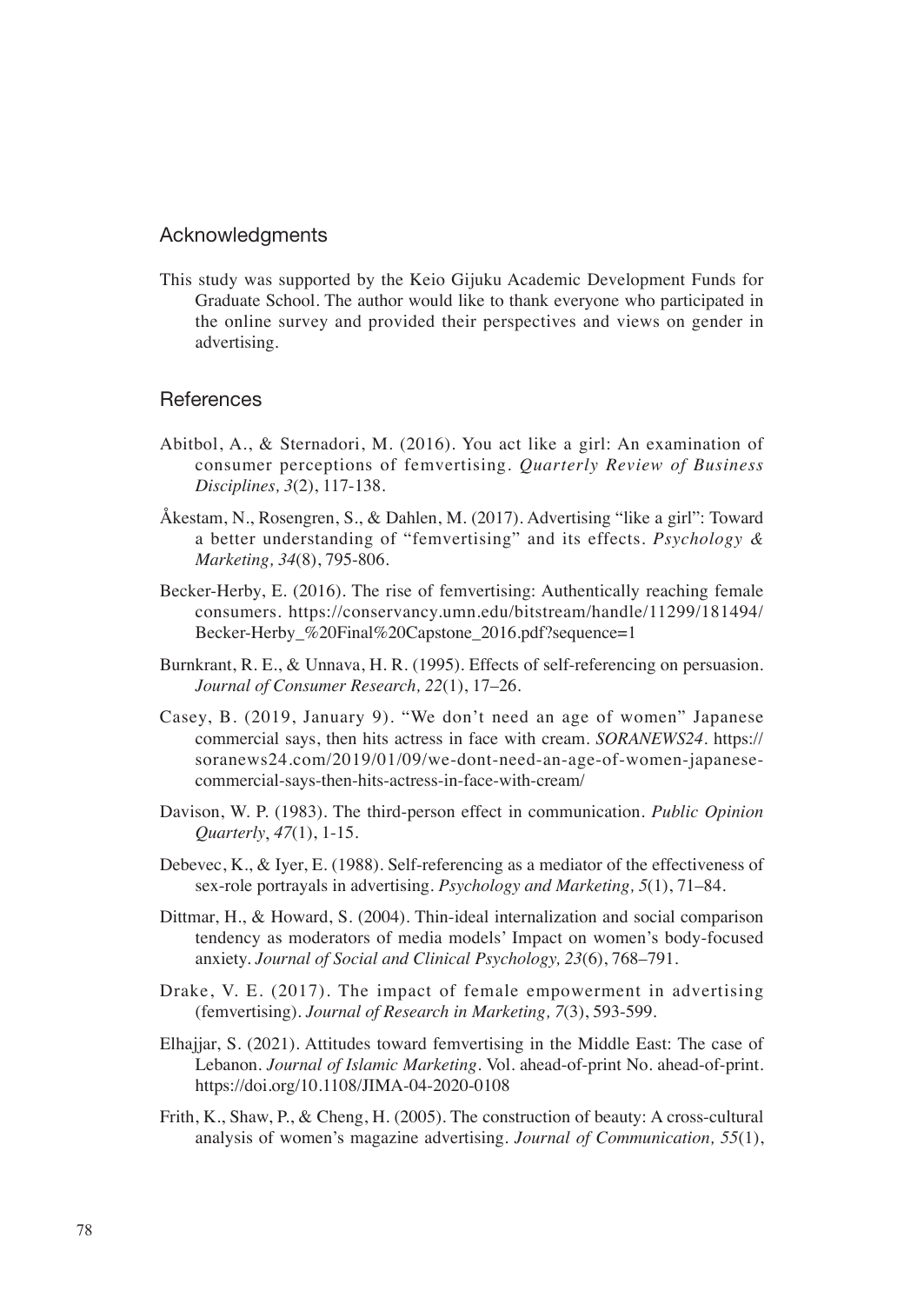## Acknowledgments

This study was supported by the Keio Gijuku Academic Development Funds for Graduate School. The author would like to thank everyone who participated in the online survey and provided their perspectives and views on gender in advertising.

## References

Abitbol, A., & Sternadori, M. (2016). You act like a girl: An examination of consumer perceptions of femvertising. *Quarterly Review of Business Disciplines, 3*(2), 117-138.

Åkestam, N., Rosengren, S., & Dahlen, M. (2017). Advertising "like a girl": Toward a better understanding of "femvertising" and its effects. *Psychology & Marketing, 34*(8), 795-806.

Becker-Herby, E. (2016). The rise of femvertising: Authentically reaching female consumers. https://conservancy.umn.edu/bitstream/handle/11299/181494/Becker-Herby_%20Final%20Capstone_2016.pdf?sequence=1

Burnkrant, R. E., & Unnava, H. R. (1995). Effects of self-referencing on persuasion. *Journal of Consumer Research, 22*(1), 17–26.

Casey, B. (2019, January 9). "We don't need an age of women" Japanese commercial says, then hits actress in face with cream. *SORANEWS24*. https://soranews24.com/2019/01/09/we-dont-need-an-age-of-women-japanese-commercial-says-then-hits-actress-in-face-with-cream/

Davison, W. P. (1983). The third-person effect in communication. *Public Opinion Quarterly*, *47*(1), 1-15.

Debevec, K., & Iyer, E. (1988). Self-referencing as a mediator of the effectiveness of sex-role portrayals in advertising. *Psychology and Marketing, 5*(1), 71–84.

Dittmar, H., & Howard, S. (2004). Thin-ideal internalization and social comparison tendency as moderators of media models' Impact on women's body-focused anxiety. *Journal of Social and Clinical Psychology, 23*(6), 768–791.

Drake, V. E. (2017). The impact of female empowerment in advertising (femvertising). *Journal of Research in Marketing, 7*(3), 593-599.

Elhajjar, S. (2021). Attitudes toward femvertising in the Middle East: The case of Lebanon. *Journal of Islamic Marketing*. Vol. ahead-of-print No. ahead-of-print. https://doi.org/10.1108/JIMA-04-2020-0108

Frith, K., Shaw, P., & Cheng, H. (2005). The construction of beauty: A cross-cultural analysis of women's magazine advertising. *Journal of Communication, 55*(1),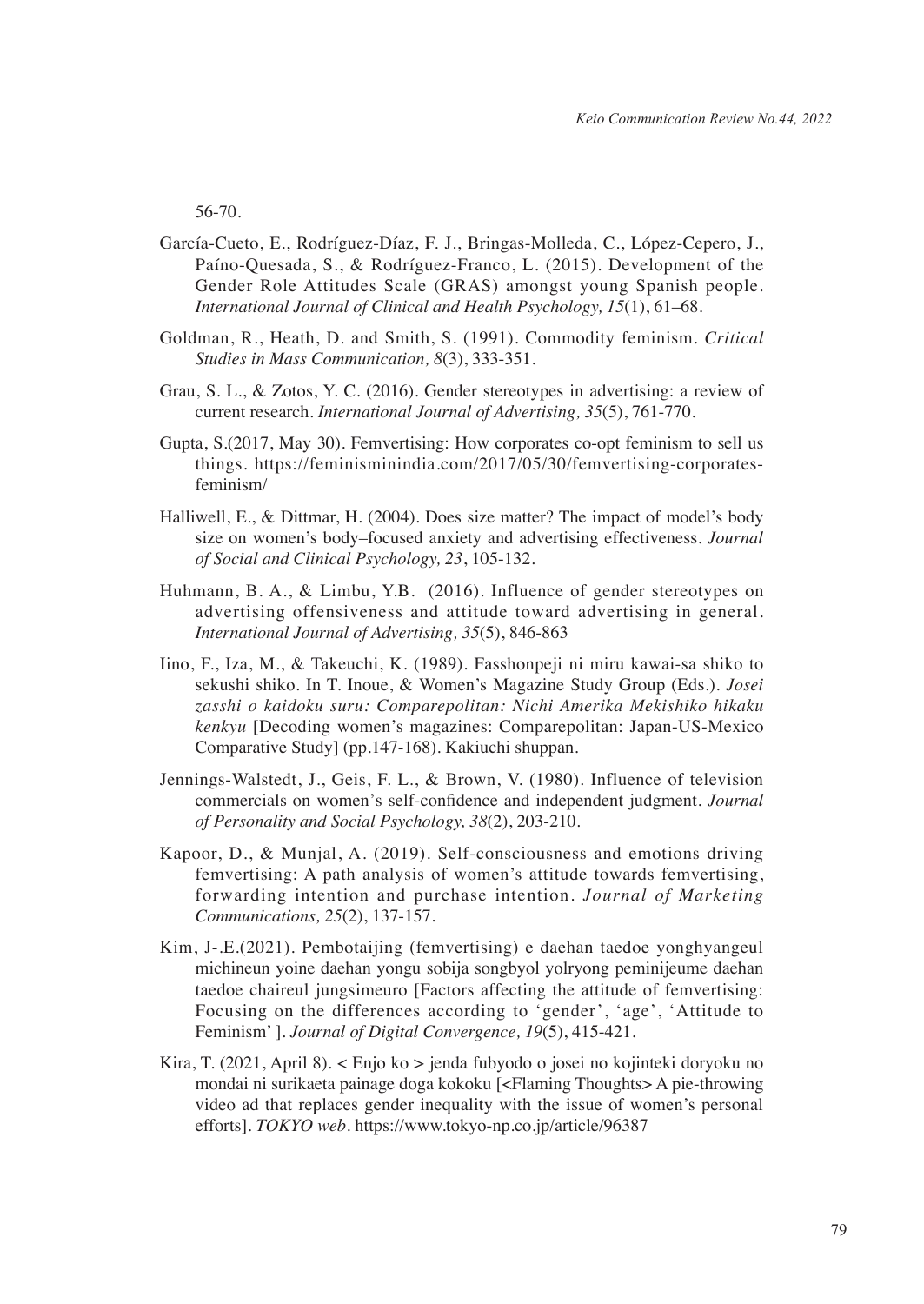56-70.

García-Cueto, E., Rodríguez-Díaz, F. J., Bringas-Molleda, C., López-Cepero, J., Paíno-Quesada, S., & Rodríguez-Franco, L. (2015). Development of the Gender Role Attitudes Scale (GRAS) amongst young Spanish people. *International Journal of Clinical and Health Psychology, 15*(1), 61–68.

Goldman, R., Heath, D. and Smith, S. (1991). Commodity feminism. *Critical Studies in Mass Communication, 8*(3), 333-351.

Grau, S. L., & Zotos, Y. C. (2016). Gender stereotypes in advertising: a review of current research. *International Journal of Advertising, 35*(5), 761-770.

Gupta, S.(2017, May 30). Femvertising: How corporates co-opt feminism to sell us things. https://feminisminindia.com/2017/05/30/femvertising-corporates-feminism/

Halliwell, E., & Dittmar, H. (2004). Does size matter? The impact of model's body size on women's body–focused anxiety and advertising effectiveness. *Journal of Social and Clinical Psychology, 23*, 105-132.

Huhmann, B. A., & Limbu, Y.B. (2016). Influence of gender stereotypes on advertising offensiveness and attitude toward advertising in general. *International Journal of Advertising, 35*(5), 846-863

Iino, F., Iza, M., & Takeuchi, K. (1989). Fasshonpeji ni miru kawai-sa shiko to sekushi shiko. In T. Inoue, & Women's Magazine Study Group (Eds.). *Josei zasshi o kaidoku suru: Comparepolitan: Nichi Amerika Mekishiko hikaku kenkyu* [Decoding women's magazines: Comparepolitan: Japan-US-Mexico Comparative Study] (pp.147-168). Kakiuchi shuppan.

Jennings-Walstedt, J., Geis, F. L., & Brown, V. (1980). Influence of television commercials on women's self-confidence and independent judgment. *Journal of Personality and Social Psychology, 38*(2), 203-210.

Kapoor, D., & Munjal, A. (2019). Self-consciousness and emotions driving femvertising: A path analysis of women's attitude towards femvertising, forwarding intention and purchase intention. *Journal of Marketing Communications, 25*(2), 137-157.

Kim, J-.E.(2021). Pembotaijing (femvertising) e daehan taedoe yonghyangeul michineun yoine daehan yongu sobija songbyol yolryong peminijeume daehan taedoe chaireul jungsimeuro [Factors affecting the attitude of femvertising: Focusing on the differences according to 'gender', 'age', 'Attitude to Feminism' ]. *Journal of Digital Convergence, 19*(5), 415-421.

Kira, T. (2021, April 8). < Enjo ko > jenda fubyodo o josei no kojinteki doryoku no mondai ni surikaeta painage doga kokoku [<Flaming Thoughts> A pie-throwing video ad that replaces gender inequality with the issue of women's personal efforts]. *TOKYO web*. https://www.tokyo-np.co.jp/article/96387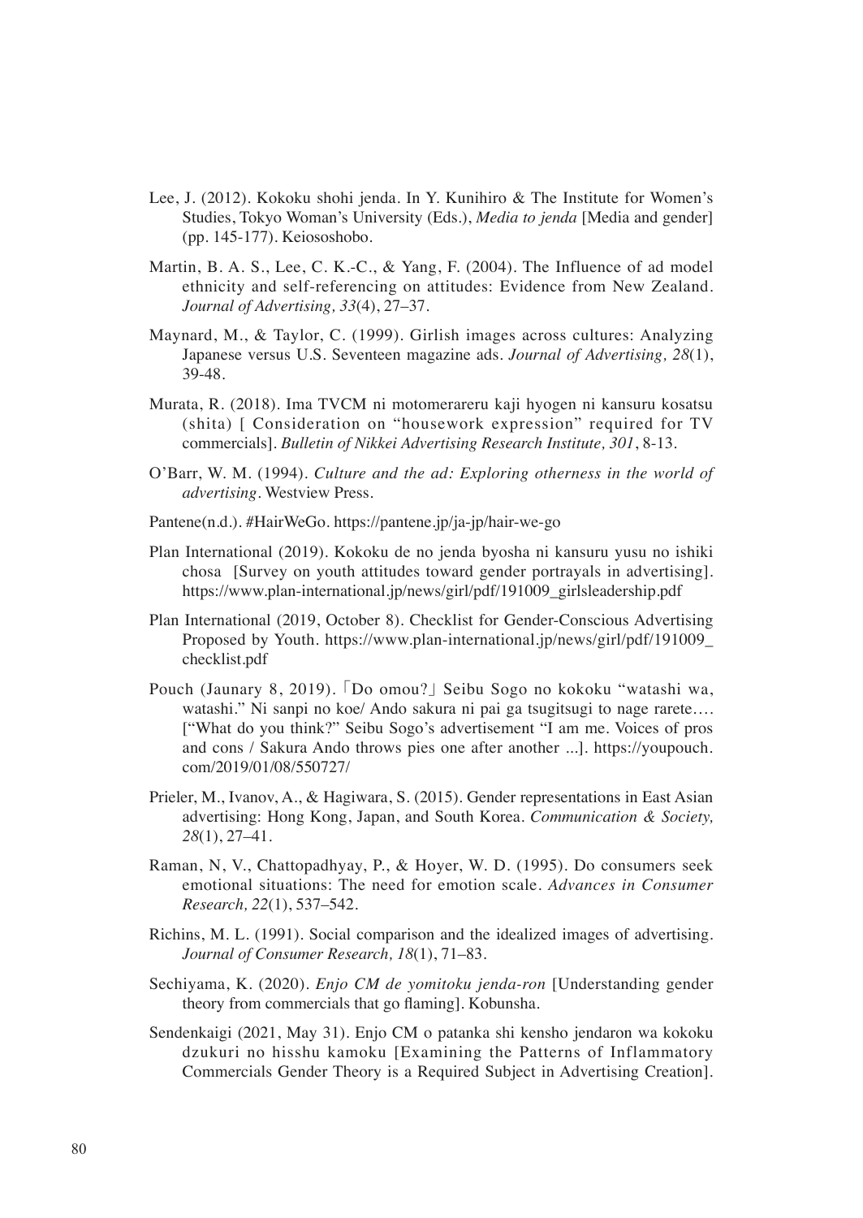Lee, J. (2012). Kokoku shohi jenda. In Y. Kunihiro & The Institute for Women's Studies, Tokyo Woman's University (Eds.), *Media to jenda* [Media and gender] (pp. 145-177). Keiososhobo.

Martin, B. A. S., Lee, C. K.-C., & Yang, F. (2004). The Influence of ad model ethnicity and self-referencing on attitudes: Evidence from New Zealand. *Journal of Advertising, 33*(4), 27–37.

Maynard, M., & Taylor, C. (1999). Girlish images across cultures: Analyzing Japanese versus U.S. Seventeen magazine ads. *Journal of Advertising, 28*(1), 39-48.

Murata, R. (2018). Ima TVCM ni motomerareru kaji hyogen ni kansuru kosatsu (shita) [ Consideration on "housework expression" required for TV commercials]. *Bulletin of Nikkei Advertising Research Institute, 301*, 8-13.

O'Barr, W. M. (1994). *Culture and the ad: Exploring otherness in the world of advertising*. Westview Press.

Pantene(n.d.). #HairWeGo. https://pantene.jp/ja-jp/hair-we-go

Plan International (2019). Kokoku de no jenda byosha ni kansuru yusu no ishiki chosa [Survey on youth attitudes toward gender portrayals in advertising]. https://www.plan-international.jp/news/girl/pdf/191009_girlsleadership.pdf

Plan International (2019, October 8). Checklist for Gender-Conscious Advertising Proposed by Youth. https://www.plan-international.jp/news/girl/pdf/191009_checklist.pdf

Pouch (Jaunary 8, 2019).「Do omou?」Seibu Sogo no kokoku "watashi wa, watashi." Ni sanpi no koe/ Ando sakura ni pai ga tsugitsugi to nage rarete…. ["What do you think?" Seibu Sogo's advertisement "I am me. Voices of pros and cons / Sakura Ando throws pies one after another ...]. https://youpouch.com/2019/01/08/550727/

Prieler, M., Ivanov, A., & Hagiwara, S. (2015). Gender representations in East Asian advertising: Hong Kong, Japan, and South Korea. *Communication & Society, 28*(1), 27–41.

Raman, N, V., Chattopadhyay, P., & Hoyer, W. D. (1995). Do consumers seek emotional situations: The need for emotion scale. *Advances in Consumer Research, 22*(1), 537–542.

Richins, M. L. (1991). Social comparison and the idealized images of advertising. *Journal of Consumer Research, 18*(1), 71–83.

Sechiyama, K. (2020). *Enjo CM de yomitoku jenda-ron* [Understanding gender theory from commercials that go flaming]. Kobunsha.

Sendenkaigi (2021, May 31). Enjo CM o patanka shi kensho jendaron wa kokoku dzukuri no hisshu kamoku [Examining the Patterns of Inflammatory Commercials Gender Theory is a Required Subject in Advertising Creation].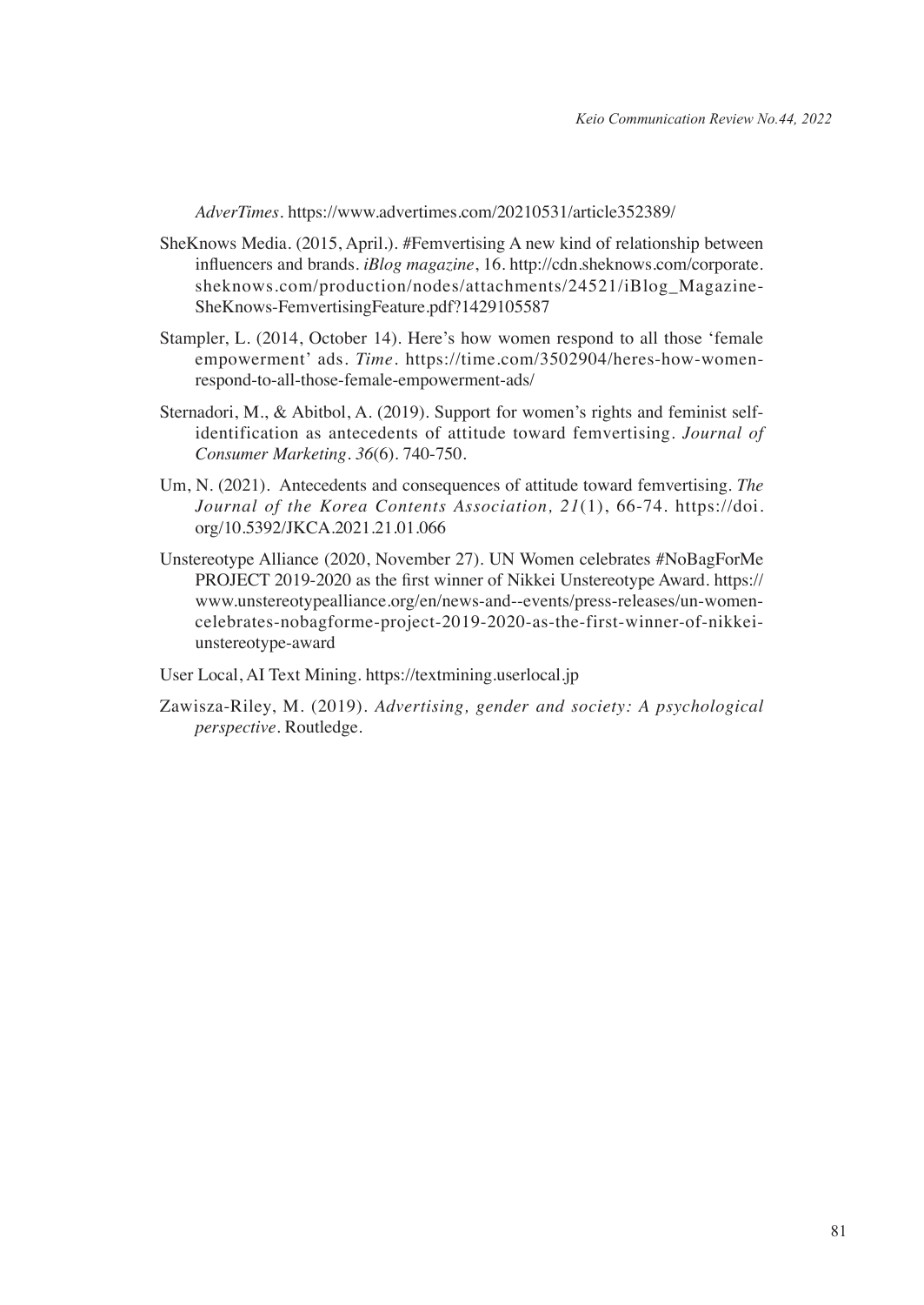*AdverTimes*. https://www.advertimes.com/20210531/article352389/

SheKnows Media. (2015, April.). #Femvertising A new kind of relationship between influencers and brands. *iBlog magazine*, 16. http://cdn.sheknows.com/corporate.sheknows.com/production/nodes/attachments/24521/iBlog_Magazine-SheKnows-FemvertisingFeature.pdf?1429105587

Stampler, L. (2014, October 14). Here's how women respond to all those 'female empowerment' ads. *Time*. https://time.com/3502904/heres-how-women-respond-to-all-those-female-empowerment-ads/

Sternadori, M., & Abitbol, A. (2019). Support for women's rights and feminist self-identification as antecedents of attitude toward femvertising. *Journal of Consumer Marketing*. *36*(6). 740-750.

Um, N. (2021). Antecedents and consequences of attitude toward femvertising. *The Journal of the Korea Contents Association, 21*(1), 66-74. https://doi.org/10.5392/JKCA.2021.21.01.066

Unstereotype Alliance (2020, November 27). UN Women celebrates #NoBagForMe PROJECT 2019-2020 as the first winner of Nikkei Unstereotype Award. https://www.unstereotypealliance.org/en/news-and--events/press-releases/un-women-celebrates-nobagforme-project-2019-2020-as-the-first-winner-of-nikkei-unstereotype-award

User Local, AI Text Mining. https://textmining.userlocal.jp

Zawisza-Riley, M. (2019). *Advertising, gender and society: A psychological perspective*. Routledge.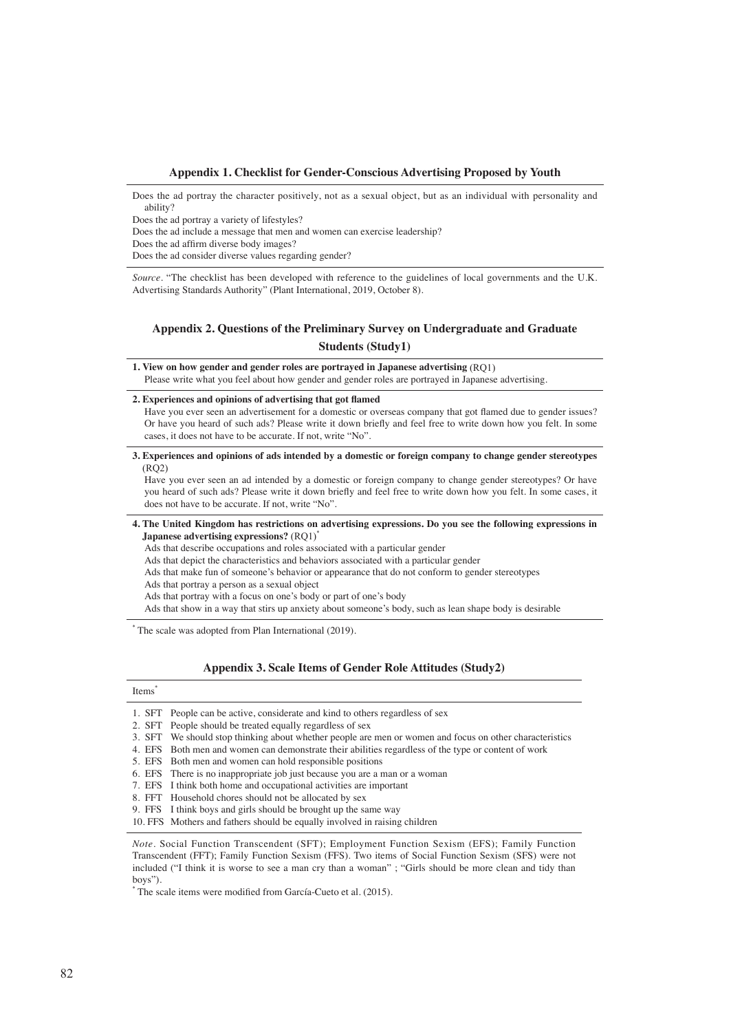## Appendix 1. Checklist for Gender-Conscious Advertising Proposed by Youth

Does the ad portray the character positively, not as a sexual object, but as an individual with personality and ability?

Does the ad portray a variety of lifestyles?

Does the ad include a message that men and women can exercise leadership?

Does the ad affirm diverse body images?

Does the ad consider diverse values regarding gender?

*Source*. "The checklist has been developed with reference to the guidelines of local governments and the U.K. Advertising Standards Authority" (Plant International, 2019, October 8).

## Appendix 2. Questions of the Preliminary Survey on Undergraduate and Graduate Students (Study1)

**1. View on how gender and gender roles are portrayed in Japanese advertising** (RQ1)
Please write what you feel about how gender and gender roles are portrayed in Japanese advertising.

**2. Experiences and opinions of advertising that got flamed**
Have you ever seen an advertisement for a domestic or overseas company that got flamed due to gender issues? Or have you heard of such ads? Please write it down briefly and feel free to write down how you felt. In some cases, it does not have to be accurate. If not, write "No".

**3. Experiences and opinions of ads intended by a domestic or foreign company to change gender stereotypes** (RQ2)
Have you ever seen an ad intended by a domestic or foreign company to change gender stereotypes? Or have you heard of such ads? Please write it down briefly and feel free to write down how you felt. In some cases, it does not have to be accurate. If not, write "No".

**4. The United Kingdom has restrictions on advertising expressions. Do you see the following expressions in Japanese advertising expressions?** (RQ1)*

Ads that describe occupations and roles associated with a particular gender
Ads that depict the characteristics and behaviors associated with a particular gender
Ads that make fun of someone's behavior or appearance that do not conform to gender stereotypes
Ads that portray a person as a sexual object
Ads that portray with a focus on one's body or part of one's body
Ads that show in a way that stirs up anxiety about someone's body, such as lean shape body is desirable

* The scale was adopted from Plan International (2019).

## Appendix 3. Scale Items of Gender Role Attitudes (Study2)

| Items* | | |
|---|---|---|
| 1. | SFT | People can be active, considerate and kind to others regardless of sex |
| 2. | SFT | People should be treated equally regardless of sex |
| 3. | SFT | We should stop thinking about whether people are men or women and focus on other characteristics |
| 4. | EFS | Both men and women can demonstrate their abilities regardless of the type or content of work |
| 5. | EFS | Both men and women can hold responsible positions |
| 6. | EFS | There is no inappropriate job just because you are a man or a woman |
| 7. | EFS | I think both home and occupational activities are important |
| 8. | FFT | Household chores should not be allocated by sex |
| 9. | FFS | I think boys and girls should be brought up the same way |
| 10. | FFS | Mothers and fathers should be equally involved in raising children |

*Note*. Social Function Transcendent (SFT); Employment Function Sexism (EFS); Family Function Transcendent (FFT); Family Function Sexism (FFS). Two items of Social Function Sexism (SFS) were not included ("I think it is worse to see a man cry than a woman" ; "Girls should be more clean and tidy than boys").

* The scale items were modified from García-Cueto et al. (2015).